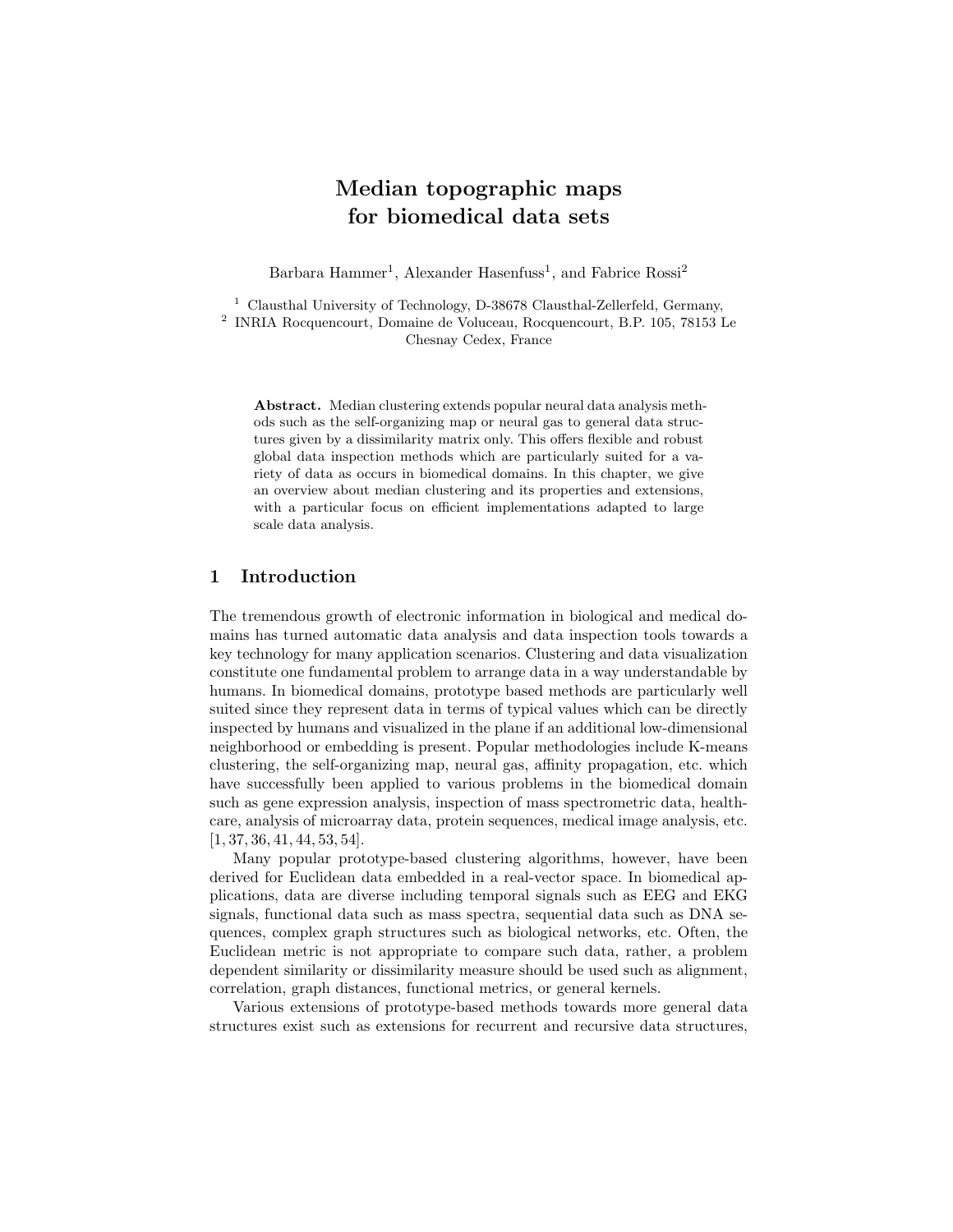# Median topographic maps for biomedical data sets

Barbara Hammer[1], Alexander Hasenfuss[1], and Fabrice Rossi[2]

[1] Clausthal University of Technology, D-38678 Clausthal-Zellerfeld, Germany,
[2] INRIA Rocquencourt, Domaine de Voluceau, Rocquencourt, B.P. 105, 78153 Le Chesnay Cedex, France

**Abstract.** Median clustering extends popular neural data analysis methods such as the self-organizing map or neural gas to general data structures given by a dissimilarity matrix only. This offers flexible and robust global data inspection methods which are particularly suited for a variety of data as occurs in biomedical domains. In this chapter, we give an overview about median clustering and its properties and extensions, with a particular focus on efficient implementations adapted to large scale data analysis.

## 1 Introduction

The tremendous growth of electronic information in biological and medical domains has turned automatic data analysis and data inspection tools towards a key technology for many application scenarios. Clustering and data visualization constitute one fundamental problem to arrange data in a way understandable by humans. In biomedical domains, prototype based methods are particularly well suited since they represent data in terms of typical values which can be directly inspected by humans and visualized in the plane if an additional low-dimensional neighborhood or embedding is present. Popular methodologies include K-means clustering, the self-organizing map, neural gas, affinity propagation, etc. which have successfully been applied to various problems in the biomedical domain such as gene expression analysis, inspection of mass spectrometric data, healthcare, analysis of microarray data, protein sequences, medical image analysis, etc. [1, 37, 36, 41, 44, 53, 54].

Many popular prototype-based clustering algorithms, however, have been derived for Euclidean data embedded in a real-vector space. In biomedical applications, data are diverse including temporal signals such as EEG and EKG signals, functional data such as mass spectra, sequential data such as DNA sequences, complex graph structures such as biological networks, etc. Often, the Euclidean metric is not appropriate to compare such data, rather, a problem dependent similarity or dissimilarity measure should be used such as alignment, correlation, graph distances, functional metrics, or general kernels.

Various extensions of prototype-based methods towards more general data structures exist such as extensions for recurrent and recursive data structures,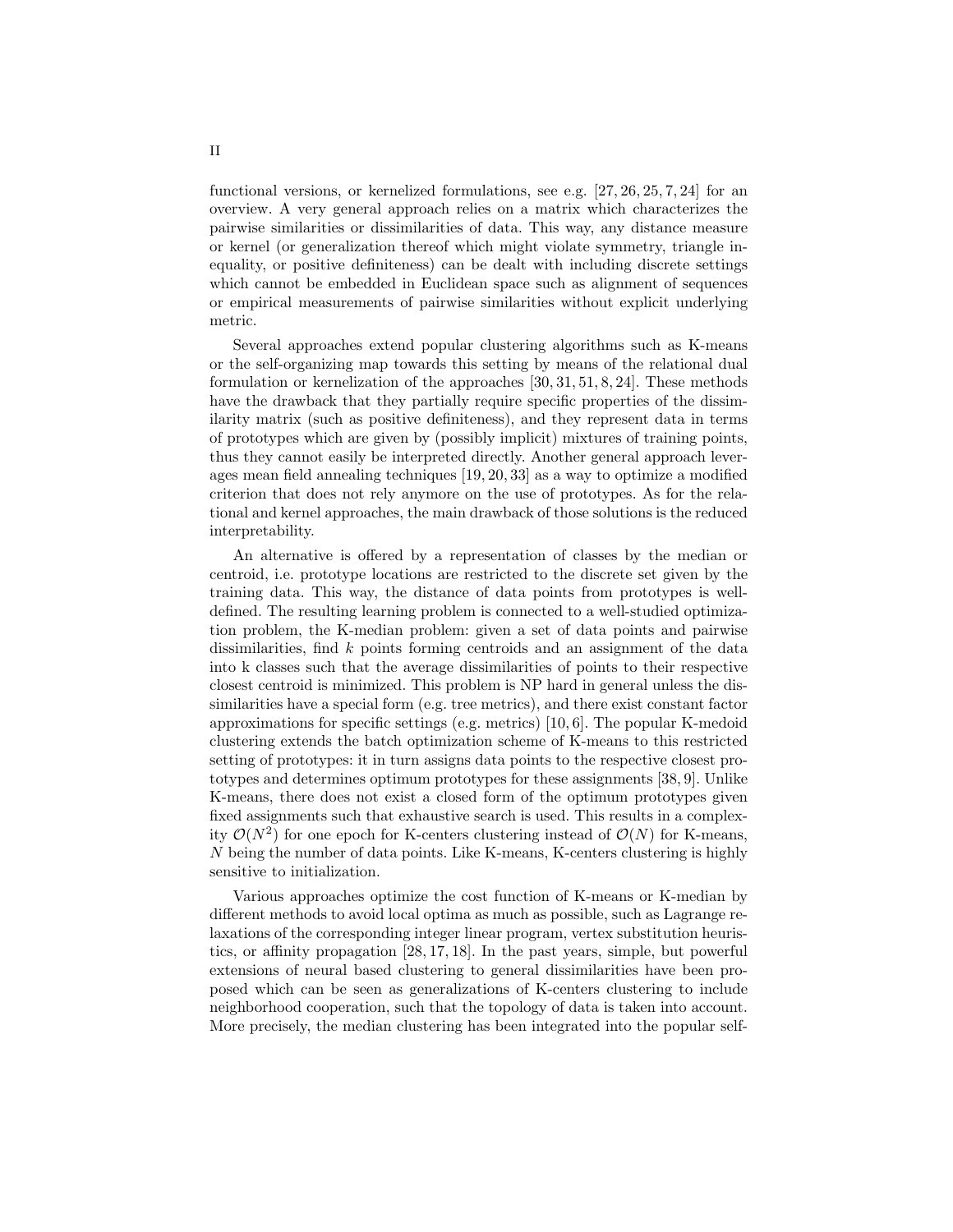functional versions, or kernelized formulations, see e.g. [27, 26, 25, 7, 24] for an overview. A very general approach relies on a matrix which characterizes the pairwise similarities or dissimilarities of data. This way, any distance measure or kernel (or generalization thereof which might violate symmetry, triangle inequality, or positive definiteness) can be dealt with including discrete settings which cannot be embedded in Euclidean space such as alignment of sequences or empirical measurements of pairwise similarities without explicit underlying metric.

Several approaches extend popular clustering algorithms such as K-means or the self-organizing map towards this setting by means of the relational dual formulation or kernelization of the approaches [30, 31, 51, 8, 24]. These methods have the drawback that they partially require specific properties of the dissimilarity matrix (such as positive definiteness), and they represent data in terms of prototypes which are given by (possibly implicit) mixtures of training points, thus they cannot easily be interpreted directly. Another general approach leverages mean field annealing techniques [19, 20, 33] as a way to optimize a modified criterion that does not rely anymore on the use of prototypes. As for the relational and kernel approaches, the main drawback of those solutions is the reduced interpretability.

An alternative is offered by a representation of classes by the median or centroid, i.e. prototype locations are restricted to the discrete set given by the training data. This way, the distance of data points from prototypes is well-defined. The resulting learning problem is connected to a well-studied optimization problem, the K-median problem: given a set of data points and pairwise dissimilarities, find $k$ points forming centroids and an assignment of the data into k classes such that the average dissimilarities of points to their respective closest centroid is minimized. This problem is NP hard in general unless the dissimilarities have a special form (e.g. tree metrics), and there exist constant factor approximations for specific settings (e.g. metrics) [10, 6]. The popular K-medoid clustering extends the batch optimization scheme of K-means to this restricted setting of prototypes: it in turn assigns data points to the respective closest prototypes and determines optimum prototypes for these assignments [38, 9]. Unlike K-means, there does not exist a closed form of the optimum prototypes given fixed assignments such that exhaustive search is used. This results in a complexity $\mathcal{O}(N^2)$ for one epoch for K-centers clustering instead of $\mathcal{O}(N)$ for K-means, $N$ being the number of data points. Like K-means, K-centers clustering is highly sensitive to initialization.

Various approaches optimize the cost function of K-means or K-median by different methods to avoid local optima as much as possible, such as Lagrange relaxations of the corresponding integer linear program, vertex substitution heuristics, or affinity propagation [28, 17, 18]. In the past years, simple, but powerful extensions of neural based clustering to general dissimilarities have been proposed which can be seen as generalizations of K-centers clustering to include neighborhood cooperation, such that the topology of data is taken into account. More precisely, the median clustering has been integrated into the popular self-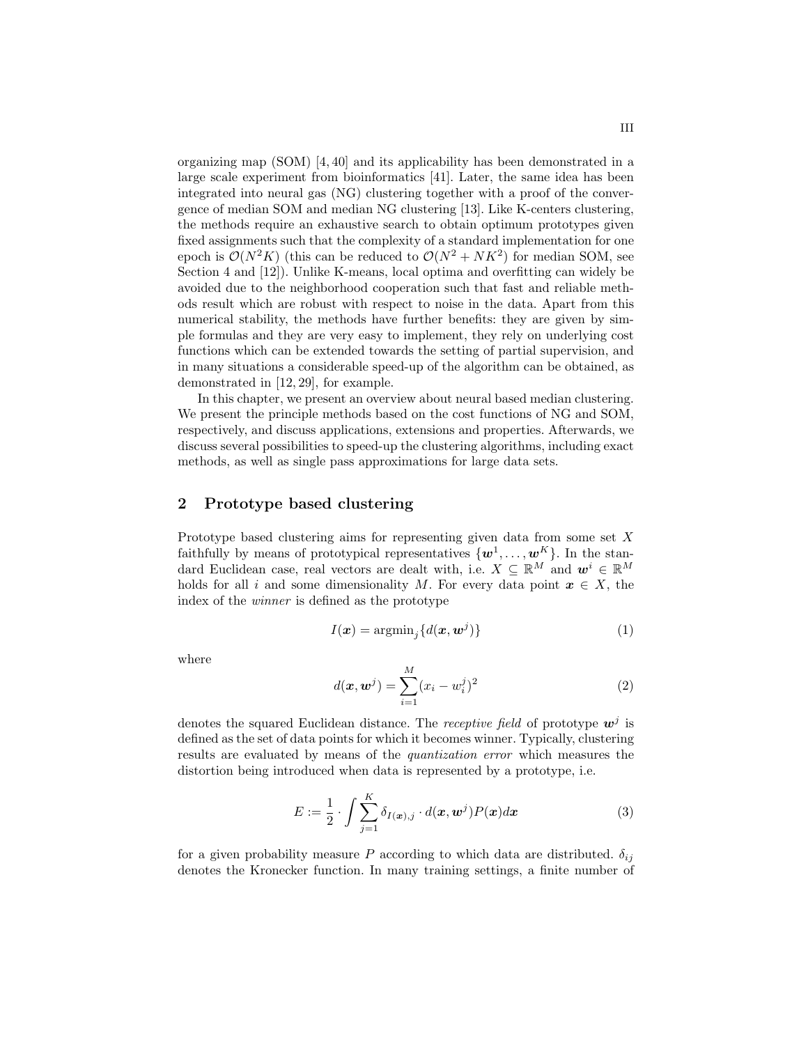organizing map (SOM) [4, 40] and its applicability has been demonstrated in a large scale experiment from bioinformatics [41]. Later, the same idea has been integrated into neural gas (NG) clustering together with a proof of the convergence of median SOM and median NG clustering [13]. Like K-centers clustering, the methods require an exhaustive search to obtain optimum prototypes given fixed assignments such that the complexity of a standard implementation for one epoch is $\mathcal{O}(N^2K)$ (this can be reduced to $\mathcal{O}(N^2 + NK^2)$ for median SOM, see Section 4 and [12]). Unlike K-means, local optima and overfitting can widely be avoided due to the neighborhood cooperation such that fast and reliable methods result which are robust with respect to noise in the data. Apart from this numerical stability, the methods have further benefits: they are given by simple formulas and they are very easy to implement, they rely on underlying cost functions which can be extended towards the setting of partial supervision, and in many situations a considerable speed-up of the algorithm can be obtained, as demonstrated in [12, 29], for example.

In this chapter, we present an overview about neural based median clustering. We present the principle methods based on the cost functions of NG and SOM, respectively, and discuss applications, extensions and properties. Afterwards, we discuss several possibilities to speed-up the clustering algorithms, including exact methods, as well as single pass approximations for large data sets.

## 2 Prototype based clustering

Prototype based clustering aims for representing given data from some set $X$ faithfully by means of prototypical representatives $\{\boldsymbol{w}^1, \ldots, \boldsymbol{w}^K\}$. In the standard Euclidean case, real vectors are dealt with, i.e. $X \subseteq \mathbb{R}^M$ and $\boldsymbol{w}^i \in \mathbb{R}^M$ holds for all $i$ and some dimensionality $M$. For every data point $\boldsymbol{x} \in X$, the index of the *winner* is defined as the prototype

$$I(\boldsymbol{x}) = \text{argmin}_j\{d(\boldsymbol{x}, \boldsymbol{w}^j)\} \tag{1}$$

where

$$d(\boldsymbol{x}, \boldsymbol{w}^j) = \sum_{i=1}^{M}(x_i - w_i^j)^2 \tag{2}$$

denotes the squared Euclidean distance. The *receptive field* of prototype $\boldsymbol{w}^j$ is defined as the set of data points for which it becomes winner. Typically, clustering results are evaluated by means of the *quantization error* which measures the distortion being introduced when data is represented by a prototype, i.e.

$$E := \frac{1}{2} \cdot \int \sum_{j=1}^{K} \delta_{I(\boldsymbol{x}),j} \cdot d(\boldsymbol{x}, \boldsymbol{w}^j) P(\boldsymbol{x}) d\boldsymbol{x} \tag{3}$$

for a given probability measure $P$ according to which data are distributed. $\delta_{ij}$ denotes the Kronecker function. In many training settings, a finite number of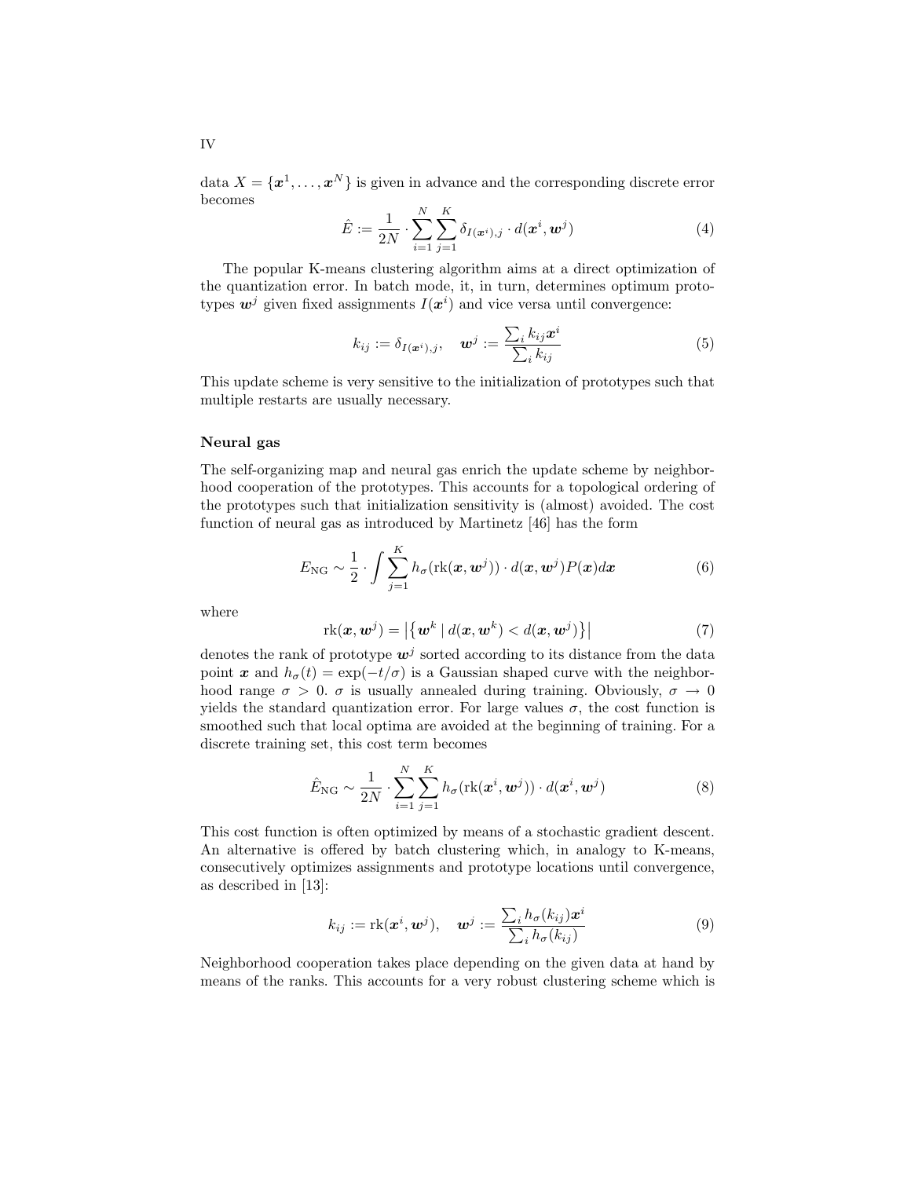data $X = \{\boldsymbol{x}^1, \ldots, \boldsymbol{x}^N\}$ is given in advance and the corresponding discrete error becomes

$$\hat{E} := \frac{1}{2N} \cdot \sum_{i=1}^{N} \sum_{j=1}^{K} \delta_{I(\boldsymbol{x}^i),j} \cdot d(\boldsymbol{x}^i, \boldsymbol{w}^j) \tag{4}$$

The popular K-means clustering algorithm aims at a direct optimization of the quantization error. In batch mode, it, in turn, determines optimum prototypes $\boldsymbol{w}^j$ given fixed assignments $I(\boldsymbol{x}^i)$ and vice versa until convergence:

$$k_{ij} := \delta_{I(\boldsymbol{x}^i),j}, \quad \boldsymbol{w}^j := \frac{\sum_i k_{ij} \boldsymbol{x}^i}{\sum_i k_{ij}} \tag{5}$$

This update scheme is very sensitive to the initialization of prototypes such that multiple restarts are usually necessary.

**Neural gas**

The self-organizing map and neural gas enrich the update scheme by neighborhood cooperation of the prototypes. This accounts for a topological ordering of the prototypes such that initialization sensitivity is (almost) avoided. The cost function of neural gas as introduced by Martinetz [46] has the form

$$E_{\text{NG}} \sim \frac{1}{2} \cdot \int \sum_{j=1}^{K} h_\sigma(\text{rk}(\boldsymbol{x}, \boldsymbol{w}^j)) \cdot d(\boldsymbol{x}, \boldsymbol{w}^j) P(\boldsymbol{x}) d\boldsymbol{x} \tag{6}$$

where

$$\text{rk}(\boldsymbol{x}, \boldsymbol{w}^j) = \left| \left\{ \boldsymbol{w}^k \mid d(\boldsymbol{x}, \boldsymbol{w}^k) < d(\boldsymbol{x}, \boldsymbol{w}^j) \right\} \right| \tag{7}$$

denotes the rank of prototype $\boldsymbol{w}^j$ sorted according to its distance from the data point $\boldsymbol{x}$ and $h_\sigma(t) = \exp(-t/\sigma)$ is a Gaussian shaped curve with the neighborhood range $\sigma > 0$. $\sigma$ is usually annealed during training. Obviously, $\sigma \to 0$ yields the standard quantization error. For large values $\sigma$, the cost function is smoothed such that local optima are avoided at the beginning of training. For a discrete training set, this cost term becomes

$$\hat{E}_{\text{NG}} \sim \frac{1}{2N} \cdot \sum_{i=1}^{N} \sum_{j=1}^{K} h_\sigma(\text{rk}(\boldsymbol{x}^i, \boldsymbol{w}^j)) \cdot d(\boldsymbol{x}^i, \boldsymbol{w}^j) \tag{8}$$

This cost function is often optimized by means of a stochastic gradient descent. An alternative is offered by batch clustering which, in analogy to K-means, consecutively optimizes assignments and prototype locations until convergence, as described in [13]:

$$k_{ij} := \text{rk}(\boldsymbol{x}^i, \boldsymbol{w}^j), \quad \boldsymbol{w}^j := \frac{\sum_i h_\sigma(k_{ij}) \boldsymbol{x}^i}{\sum_i h_\sigma(k_{ij})} \tag{9}$$

Neighborhood cooperation takes place depending on the given data at hand by means of the ranks. This accounts for a very robust clustering scheme which is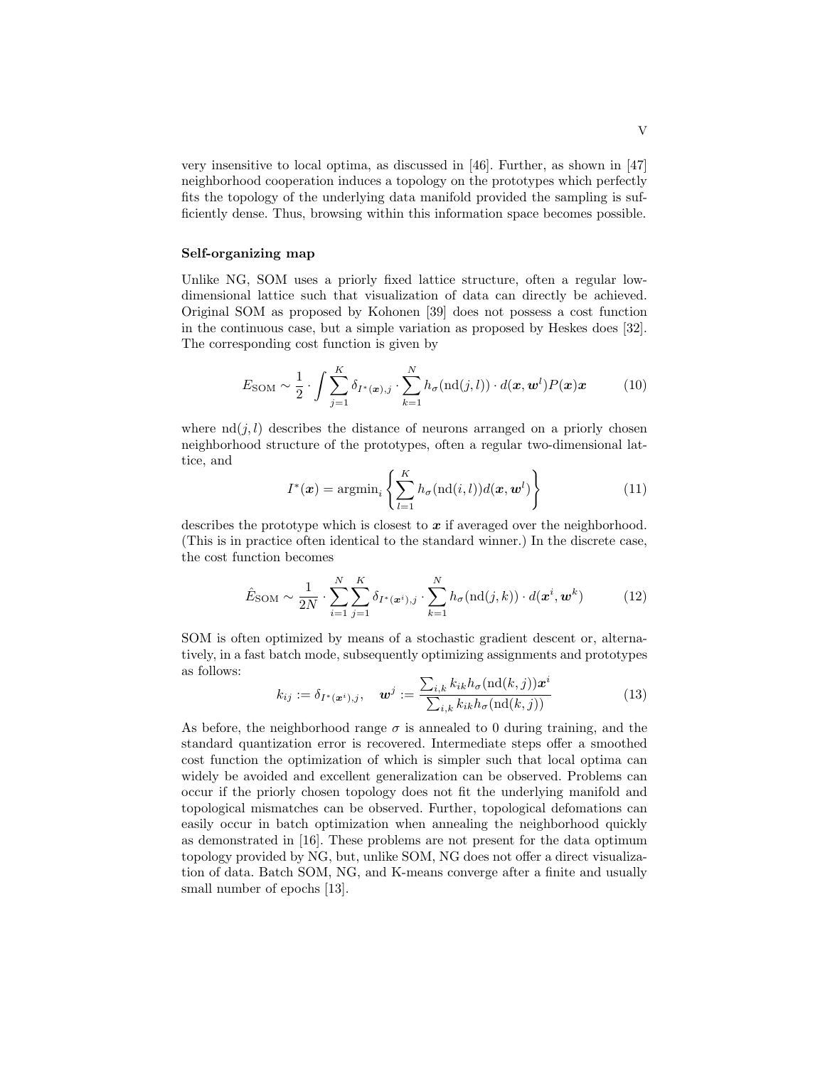very insensitive to local optima, as discussed in [46]. Further, as shown in [47] neighborhood cooperation induces a topology on the prototypes which perfectly fits the topology of the underlying data manifold provided the sampling is sufficiently dense. Thus, browsing within this information space becomes possible.

**Self-organizing map**

Unlike NG, SOM uses a priorly fixed lattice structure, often a regular low-dimensional lattice such that visualization of data can directly be achieved. Original SOM as proposed by Kohonen [39] does not possess a cost function in the continuous case, but a simple variation as proposed by Heskes does [32]. The corresponding cost function is given by

$$E_{\mathrm{SOM}} \sim \frac{1}{2} \cdot \int \sum_{j=1}^{K} \delta_{I^*(\boldsymbol{x}),j} \cdot \sum_{k=1}^{N} h_\sigma(\mathrm{nd}(j,l)) \cdot d(\boldsymbol{x}, \boldsymbol{w}^l) P(\boldsymbol{x}) \boldsymbol{x} \tag{10}$$

where $\mathrm{nd}(j,l)$ describes the distance of neurons arranged on a priorly chosen neighborhood structure of the prototypes, often a regular two-dimensional lattice, and

$$I^*(\boldsymbol{x}) = \mathrm{argmin}_i \left\{ \sum_{l=1}^{K} h_\sigma(\mathrm{nd}(i,l)) d(\boldsymbol{x}, \boldsymbol{w}^l) \right\} \tag{11}$$

describes the prototype which is closest to $\boldsymbol{x}$ if averaged over the neighborhood. (This is in practice often identical to the standard winner.) In the discrete case, the cost function becomes

$$\hat{E}_{\mathrm{SOM}} \sim \frac{1}{2N} \cdot \sum_{i=1}^{N} \sum_{j=1}^{K} \delta_{I^*(\boldsymbol{x}^i),j} \cdot \sum_{k=1}^{N} h_\sigma(\mathrm{nd}(j,k)) \cdot d(\boldsymbol{x}^i, \boldsymbol{w}^k) \tag{12}$$

SOM is often optimized by means of a stochastic gradient descent or, alternatively, in a fast batch mode, subsequently optimizing assignments and prototypes as follows:

$$k_{ij} := \delta_{I^*(\boldsymbol{x}^i),j}, \quad \boldsymbol{w}^j := \frac{\sum_{i,k} k_{ik} h_\sigma(\mathrm{nd}(k,j)) \boldsymbol{x}^i}{\sum_{i,k} k_{ik} h_\sigma(\mathrm{nd}(k,j))} \tag{13}$$

As before, the neighborhood range $\sigma$ is annealed to 0 during training, and the standard quantization error is recovered. Intermediate steps offer a smoothed cost function the optimization of which is simpler such that local optima can widely be avoided and excellent generalization can be observed. Problems can occur if the priorly chosen topology does not fit the underlying manifold and topological mismatches can be observed. Further, topological defomations can easily occur in batch optimization when annealing the neighborhood quickly as demonstrated in [16]. These problems are not present for the data optimum topology provided by NG, but, unlike SOM, NG does not offer a direct visualization of data. Batch SOM, NG, and K-means converge after a finite and usually small number of epochs [13].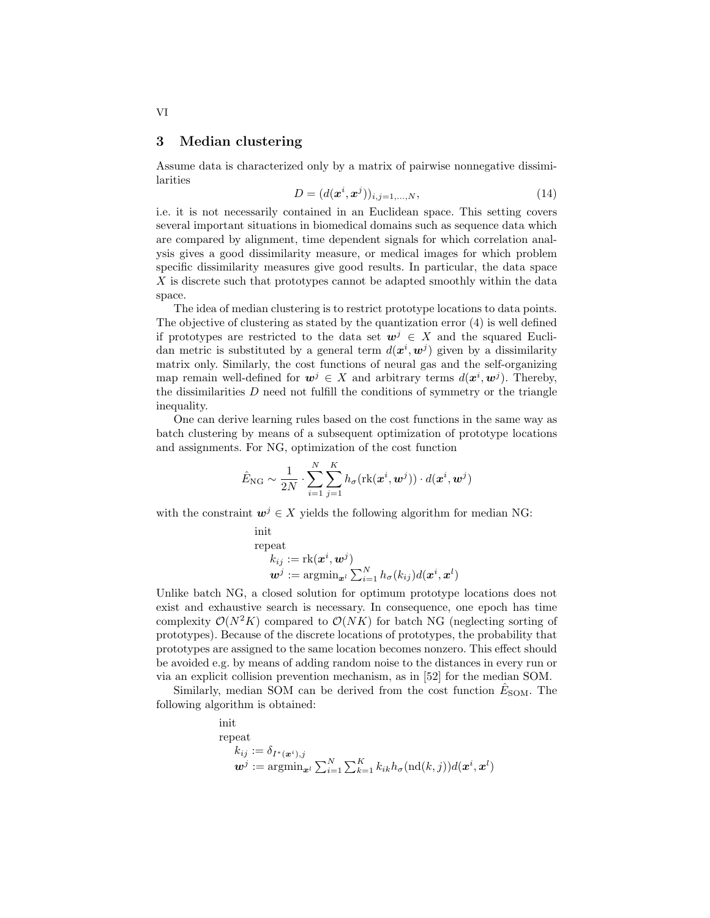## 3 Median clustering

Assume data is characterized only by a matrix of pairwise nonnegative dissimilarities

$$D = (d(\boldsymbol{x}^i, \boldsymbol{x}^j))_{i,j=1,\ldots,N}, \tag{14}$$

i.e. it is not necessarily contained in an Euclidean space. This setting covers several important situations in biomedical domains such as sequence data which are compared by alignment, time dependent signals for which correlation analysis gives a good dissimilarity measure, or medical images for which problem specific dissimilarity measures give good results. In particular, the data space $X$ is discrete such that prototypes cannot be adapted smoothly within the data space.

The idea of median clustering is to restrict prototype locations to data points. The objective of clustering as stated by the quantization error (4) is well defined if prototypes are restricted to the data set $\boldsymbol{w}^j \in X$ and the squared Euclidan metric is substituted by a general term $d(\boldsymbol{x}^i, \boldsymbol{w}^j)$ given by a dissimilarity matrix only. Similarly, the cost functions of neural gas and the self-organizing map remain well-defined for $\boldsymbol{w}^j \in X$ and arbitrary terms $d(\boldsymbol{x}^i, \boldsymbol{w}^j)$. Thereby, the dissimilarities $D$ need not fulfill the conditions of symmetry or the triangle inequality.

One can derive learning rules based on the cost functions in the same way as batch clustering by means of a subsequent optimization of prototype locations and assignments. For NG, optimization of the cost function

$$\hat{E}_{\text{NG}} \sim \frac{1}{2N} \cdot \sum_{i=1}^{N} \sum_{j=1}^{K} h_\sigma(\text{rk}(\boldsymbol{x}^i, \boldsymbol{w}^j)) \cdot d(\boldsymbol{x}^i, \boldsymbol{w}^j)$$

with the constraint $\boldsymbol{w}^j \in X$ yields the following algorithm for median NG:

```
init
repeat
    k_ij := rk(x^i, w^j)
    w^j := argmin_{x^l} sum_{i=1}^N h_σ(k_ij) d(x^i, x^l)
```

$$\begin{aligned}
&\text{init}\\
&\text{repeat}\\
&\quad k_{ij} := \text{rk}(\boldsymbol{x}^i, \boldsymbol{w}^j)\\
&\quad \boldsymbol{w}^j := \text{argmin}_{\boldsymbol{x}^l} \textstyle\sum_{i=1}^{N} h_\sigma(k_{ij}) d(\boldsymbol{x}^i, \boldsymbol{x}^l)
\end{aligned}$$

Unlike batch NG, a closed solution for optimum prototype locations does not exist and exhaustive search is necessary. In consequence, one epoch has time complexity $\mathcal{O}(N^2K)$ compared to $\mathcal{O}(NK)$ for batch NG (neglecting sorting of prototypes). Because of the discrete locations of prototypes, the probability that prototypes are assigned to the same location becomes nonzero. This effect should be avoided e.g. by means of adding random noise to the distances in every run or via an explicit collision prevention mechanism, as in [52] for the median SOM.

Similarly, median SOM can be derived from the cost function $\hat{E}_{\text{SOM}}$. The following algorithm is obtained:

$$\begin{aligned}
&\text{init}\\
&\text{repeat}\\
&\quad k_{ij} := \delta_{I^*(\boldsymbol{x}^i),j}\\
&\quad \boldsymbol{w}^j := \text{argmin}_{\boldsymbol{x}^l} \textstyle\sum_{i=1}^{N} \sum_{k=1}^{K} k_{ik} h_\sigma(\text{nd}(k,j)) d(\boldsymbol{x}^i, \boldsymbol{x}^l)
\end{aligned}$$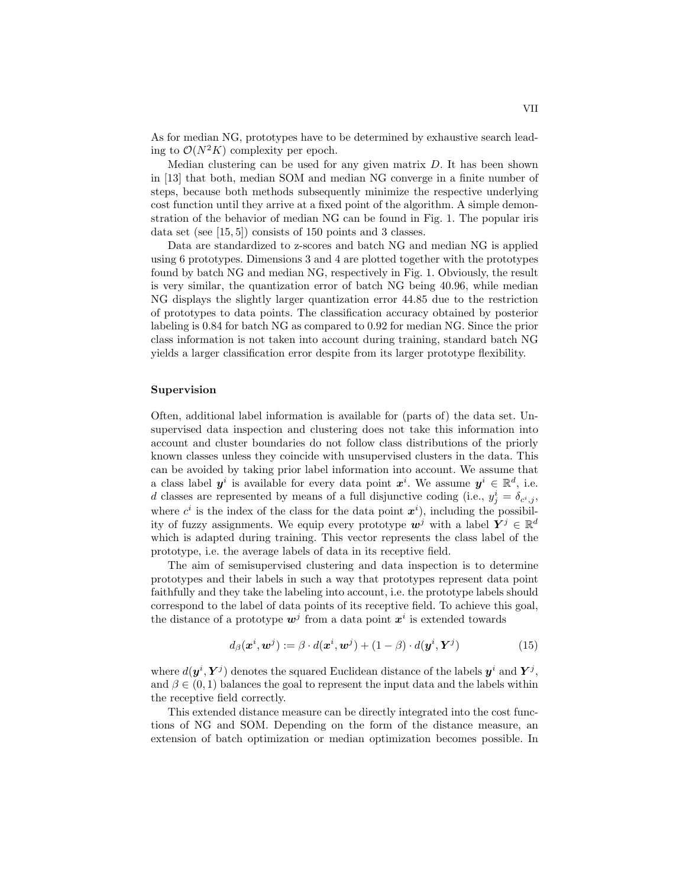As for median NG, prototypes have to be determined by exhaustive search leading to $\mathcal{O}(N^2K)$ complexity per epoch.

Median clustering can be used for any given matrix $D$. It has been shown in [13] that both, median SOM and median NG converge in a finite number of steps, because both methods subsequently minimize the respective underlying cost function until they arrive at a fixed point of the algorithm. A simple demonstration of the behavior of median NG can be found in Fig. 1. The popular iris data set (see [15, 5]) consists of 150 points and 3 classes.

Data are standardized to z-scores and batch NG and median NG is applied using 6 prototypes. Dimensions 3 and 4 are plotted together with the prototypes found by batch NG and median NG, respectively in Fig. 1. Obviously, the result is very similar, the quantization error of batch NG being 40.96, while median NG displays the slightly larger quantization error 44.85 due to the restriction of prototypes to data points. The classification accuracy obtained by posterior labeling is 0.84 for batch NG as compared to 0.92 for median NG. Since the prior class information is not taken into account during training, standard batch NG yields a larger classification error despite from its larger prototype flexibility.

### Supervision

Often, additional label information is available for (parts of) the data set. Unsupervised data inspection and clustering does not take this information into account and cluster boundaries do not follow class distributions of the priorly known classes unless they coincide with unsupervised clusters in the data. This can be avoided by taking prior label information into account. We assume that a class label $\boldsymbol{y}^i$ is available for every data point $\boldsymbol{x}^i$. We assume $\boldsymbol{y}^i \in \mathbb{R}^d$, i.e. $d$ classes are represented by means of a full disjunctive coding (i.e., $y^i_j = \delta_{c^i,j}$, where $c^i$ is the index of the class for the data point $\boldsymbol{x}^i$), including the possibility of fuzzy assignments. We equip every prototype $\boldsymbol{w}^j$ with a label $\boldsymbol{Y}^j \in \mathbb{R}^d$ which is adapted during training. This vector represents the class label of the prototype, i.e. the average labels of data in its receptive field.

The aim of semisupervised clustering and data inspection is to determine prototypes and their labels in such a way that prototypes represent data point faithfully and they take the labeling into account, i.e. the prototype labels should correspond to the label of data points of its receptive field. To achieve this goal, the distance of a prototype $\boldsymbol{w}^j$ from a data point $\boldsymbol{x}^i$ is extended towards

$$d_\beta(\boldsymbol{x}^i, \boldsymbol{w}^j) := \beta \cdot d(\boldsymbol{x}^i, \boldsymbol{w}^j) + (1 - \beta) \cdot d(\boldsymbol{y}^i, \boldsymbol{Y}^j) \tag{15}$$

where $d(\boldsymbol{y}^i, \boldsymbol{Y}^j)$ denotes the squared Euclidean distance of the labels $\boldsymbol{y}^i$ and $\boldsymbol{Y}^j$, and $\beta \in (0, 1)$ balances the goal to represent the input data and the labels within the receptive field correctly.

This extended distance measure can be directly integrated into the cost functions of NG and SOM. Depending on the form of the distance measure, an extension of batch optimization or median optimization becomes possible. In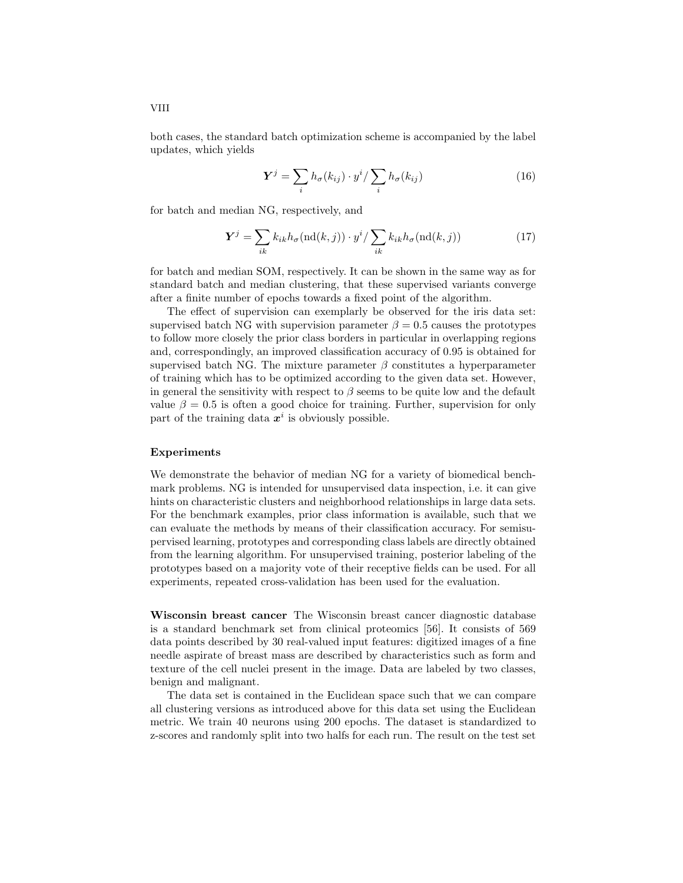both cases, the standard batch optimization scheme is accompanied by the label updates, which yields

$$\boldsymbol{Y}^j = \sum_i h_\sigma(k_{ij}) \cdot y^i / \sum_i h_\sigma(k_{ij}) \tag{16}$$

for batch and median NG, respectively, and

$$\boldsymbol{Y}^j = \sum_{ik} k_{ik} h_\sigma(\mathrm{nd}(k,j)) \cdot y^i / \sum_{ik} k_{ik} h_\sigma(\mathrm{nd}(k,j)) \tag{17}$$

for batch and median SOM, respectively. It can be shown in the same way as for standard batch and median clustering, that these supervised variants converge after a finite number of epochs towards a fixed point of the algorithm.

The effect of supervision can exemplarly be observed for the iris data set: supervised batch NG with supervision parameter $\beta = 0.5$ causes the prototypes to follow more closely the prior class borders in particular in overlapping regions and, correspondingly, an improved classification accuracy of 0.95 is obtained for supervised batch NG. The mixture parameter $\beta$ constitutes a hyperparameter of training which has to be optimized according to the given data set. However, in general the sensitivity with respect to $\beta$ seems to be quite low and the default value $\beta = 0.5$ is often a good choice for training. Further, supervision for only part of the training data $\boldsymbol{x}^i$ is obviously possible.

### Experiments

We demonstrate the behavior of median NG for a variety of biomedical benchmark problems. NG is intended for unsupervised data inspection, i.e. it can give hints on characteristic clusters and neighborhood relationships in large data sets. For the benchmark examples, prior class information is available, such that we can evaluate the methods by means of their classification accuracy. For semisupervised learning, prototypes and corresponding class labels are directly obtained from the learning algorithm. For unsupervised training, posterior labeling of the prototypes based on a majority vote of their receptive fields can be used. For all experiments, repeated cross-validation has been used for the evaluation.

**Wisconsin breast cancer** The Wisconsin breast cancer diagnostic database is a standard benchmark set from clinical proteomics [56]. It consists of 569 data points described by 30 real-valued input features: digitized images of a fine needle aspirate of breast mass are described by characteristics such as form and texture of the cell nuclei present in the image. Data are labeled by two classes, benign and malignant.

The data set is contained in the Euclidean space such that we can compare all clustering versions as introduced above for this data set using the Euclidean metric. We train 40 neurons using 200 epochs. The dataset is standardized to z-scores and randomly split into two halfs for each run. The result on the test set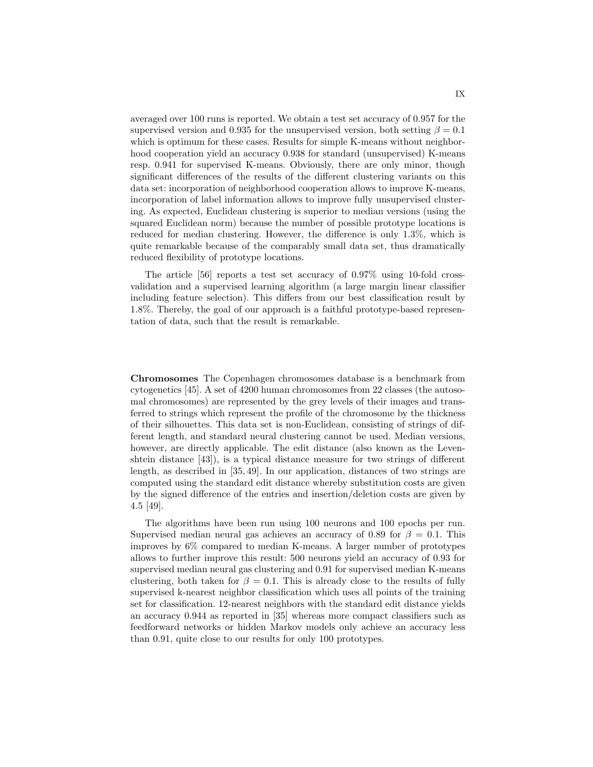averaged over 100 runs is reported. We obtain a test set accuracy of 0.957 for the supervised version and 0.935 for the unsupervised version, both setting $\beta = 0.1$ which is optimum for these cases. Results for simple K-means without neighborhood cooperation yield an accuracy 0.938 for standard (unsupervised) K-means resp. 0.941 for supervised K-means. Obviously, there are only minor, though significant differences of the results of the different clustering variants on this data set: incorporation of neighborhood cooperation allows to improve K-means, incorporation of label information allows to improve fully unsupervised clustering. As expected, Euclidean clustering is superior to median versions (using the squared Euclidean norm) because the number of possible prototype locations is reduced for median clustering. However, the difference is only 1.3%, which is quite remarkable because of the comparably small data set, thus dramatically reduced flexibility of prototype locations.

The article [56] reports a test set accuracy of 0.97% using 10-fold cross-validation and a supervised learning algorithm (a large margin linear classifier including feature selection). This differs from our best classification result by 1.8%. Thereby, the goal of our approach is a faithful prototype-based representation of data, such that the result is remarkable.

**Chromosomes** The Copenhagen chromosomes database is a benchmark from cytogenetics [45]. A set of 4200 human chromosomes from 22 classes (the autosomal chromosomes) are represented by the grey levels of their images and transferred to strings which represent the profile of the chromosome by the thickness of their silhouettes. This data set is non-Euclidean, consisting of strings of different length, and standard neural clustering cannot be used. Median versions, however, are directly applicable. The edit distance (also known as the Levenshtein distance [43]), is a typical distance measure for two strings of different length, as described in [35, 49]. In our application, distances of two strings are computed using the standard edit distance whereby substitution costs are given by the signed difference of the entries and insertion/deletion costs are given by 4.5 [49].

The algorithms have been run using 100 neurons and 100 epochs per run. Supervised median neural gas achieves an accuracy of 0.89 for $\beta = 0.1$. This improves by 6% compared to median K-means. A larger number of prototypes allows to further improve this result: 500 neurons yield an accuracy of 0.93 for supervised median neural gas clustering and 0.91 for supervised median K-means clustering, both taken for $\beta = 0.1$. This is already close to the results of fully supervised k-nearest neighbor classification which uses all points of the training set for classification. 12-nearest neighbors with the standard edit distance yields an accuracy 0.944 as reported in [35] whereas more compact classifiers such as feedforward networks or hidden Markov models only achieve an accuracy less than 0.91, quite close to our results for only 100 prototypes.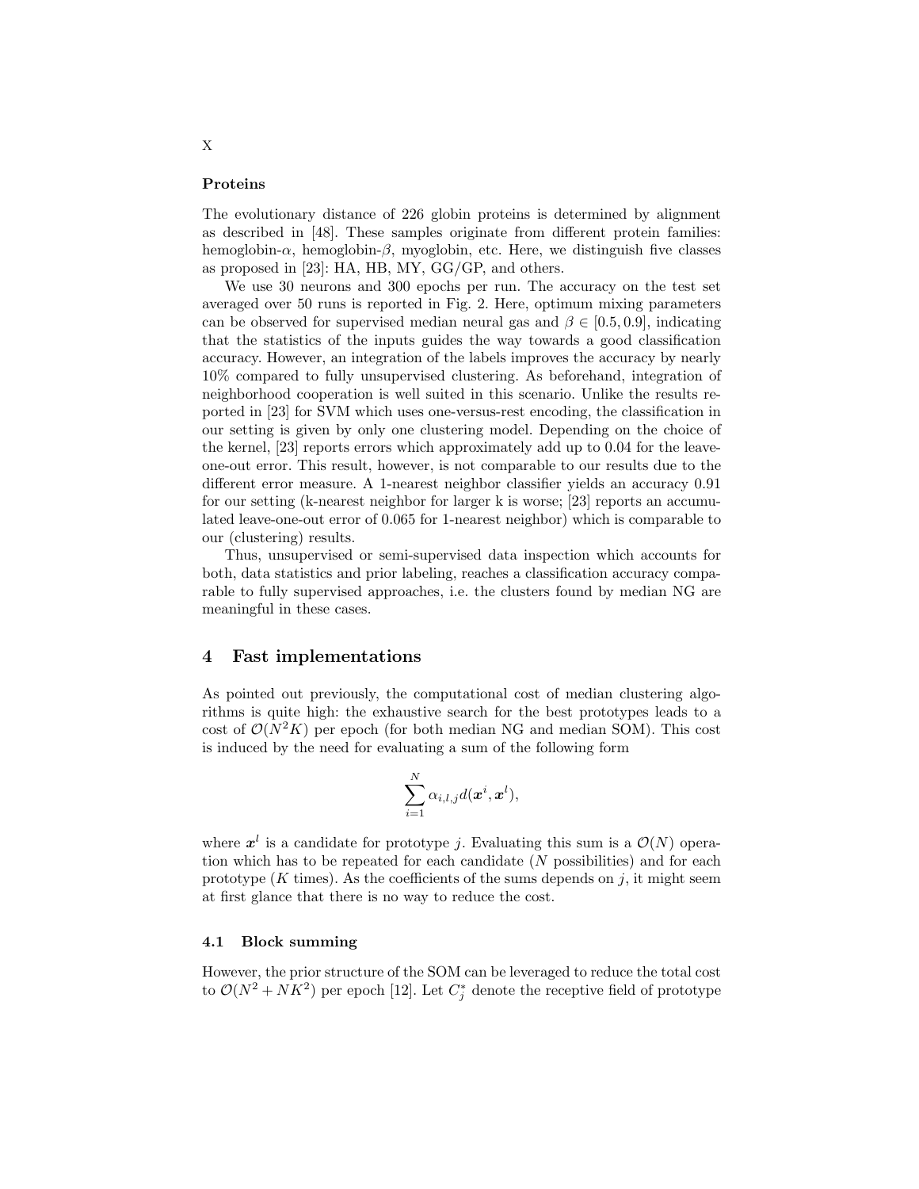**Proteins**

The evolutionary distance of 226 globin proteins is determined by alignment as described in [48]. These samples originate from different protein families: hemoglobin-$\alpha$, hemoglobin-$\beta$, myoglobin, etc. Here, we distinguish five classes as proposed in [23]: HA, HB, MY, GG/GP, and others.

We use 30 neurons and 300 epochs per run. The accuracy on the test set averaged over 50 runs is reported in Fig. 2. Here, optimum mixing parameters can be observed for supervised median neural gas and $\beta \in [0.5, 0.9]$, indicating that the statistics of the inputs guides the way towards a good classification accuracy. However, an integration of the labels improves the accuracy by nearly 10% compared to fully unsupervised clustering. As beforehand, integration of neighborhood cooperation is well suited in this scenario. Unlike the results reported in [23] for SVM which uses one-versus-rest encoding, the classification in our setting is given by only one clustering model. Depending on the choice of the kernel, [23] reports errors which approximately add up to 0.04 for the leave-one-out error. This result, however, is not comparable to our results due to the different error measure. A 1-nearest neighbor classifier yields an accuracy 0.91 for our setting (k-nearest neighbor for larger k is worse; [23] reports an accumulated leave-one-out error of 0.065 for 1-nearest neighbor) which is comparable to our (clustering) results.

Thus, unsupervised or semi-supervised data inspection which accounts for both, data statistics and prior labeling, reaches a classification accuracy comparable to fully supervised approaches, i.e. the clusters found by median NG are meaningful in these cases.

## 4 Fast implementations

As pointed out previously, the computational cost of median clustering algorithms is quite high: the exhaustive search for the best prototypes leads to a cost of $\mathcal{O}(N^2K)$ per epoch (for both median NG and median SOM). This cost is induced by the need for evaluating a sum of the following form

$$\sum_{i=1}^{N} \alpha_{i,l,j} d(\boldsymbol{x}^i, \boldsymbol{x}^l),$$

where $\boldsymbol{x}^l$ is a candidate for prototype $j$. Evaluating this sum is a $\mathcal{O}(N)$ operation which has to be repeated for each candidate ($N$ possibilities) and for each prototype ($K$ times). As the coefficients of the sums depends on $j$, it might seem at first glance that there is no way to reduce the cost.

### 4.1 Block summing

However, the prior structure of the SOM can be leveraged to reduce the total cost to $\mathcal{O}(N^2 + NK^2)$ per epoch [12]. Let $C_j^*$ denote the receptive field of prototype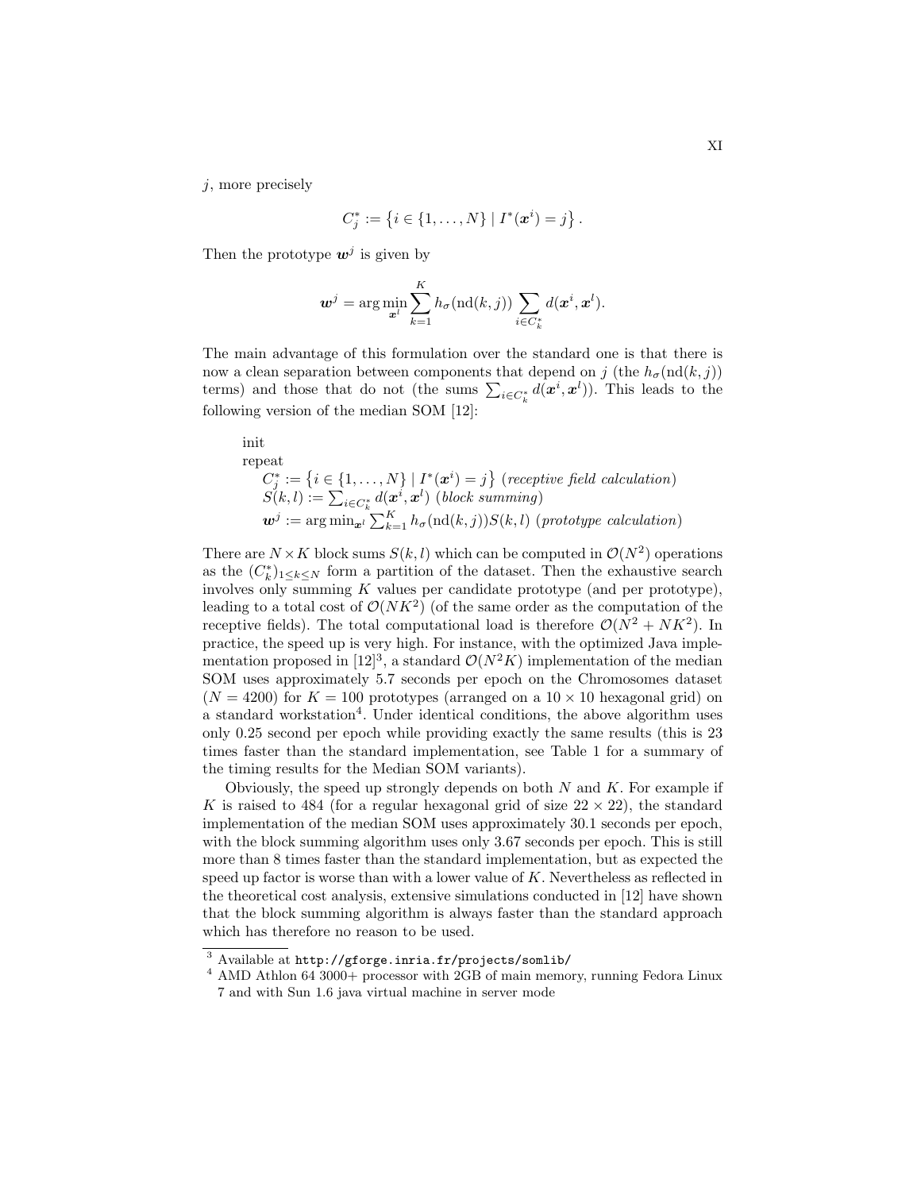$j$, more precisely

$$C_j^* := \left\{ i \in \{1, \ldots, N\} \mid I^*(\boldsymbol{x}^i) = j \right\}.$$

Then the prototype $\boldsymbol{w}^j$ is given by

$$\boldsymbol{w}^j = \arg\min_{\boldsymbol{x}^l} \sum_{k=1}^{K} h_\sigma(\mathrm{nd}(k,j)) \sum_{i \in C_k^*} d(\boldsymbol{x}^i, \boldsymbol{x}^l).$$

The main advantage of this formulation over the standard one is that there is now a clean separation between components that depend on $j$ (the $h_\sigma(\mathrm{nd}(k,j))$ terms) and those that do not (the sums $\sum_{i \in C_k^*} d(\boldsymbol{x}^i, \boldsymbol{x}^l)$). This leads to the following version of the median SOM [12]:

init
repeat
  $C_j^* := \left\{ i \in \{1, \ldots, N\} \mid I^*(\boldsymbol{x}^i) = j \right\}$ (*receptive field calculation*)
  $S(k,l) := \sum_{i \in C_k^*} d(\boldsymbol{x}^i, \boldsymbol{x}^l)$ (*block summing*)
  $\boldsymbol{w}^j := \arg\min_{\boldsymbol{x}^l} \sum_{k=1}^{K} h_\sigma(\mathrm{nd}(k,j)) S(k,l)$ (*prototype calculation*)

There are $N \times K$ block sums $S(k,l)$ which can be computed in $\mathcal{O}(N^2)$ operations as the $(C_k^*)_{1 \leq k \leq N}$ form a partition of the dataset. Then the exhaustive search involves only summing $K$ values per candidate prototype (and per prototype), leading to a total cost of $\mathcal{O}(NK^2)$ (of the same order as the computation of the receptive fields). The total computational load is therefore $\mathcal{O}(N^2 + NK^2)$. In practice, the speed up is very high. For instance, with the optimized Java implementation proposed in [12][3], a standard $\mathcal{O}(N^2 K)$ implementation of the median SOM uses approximately 5.7 seconds per epoch on the Chromosomes dataset ($N = 4200$) for $K = 100$ prototypes (arranged on a $10 \times 10$ hexagonal grid) on a standard workstation[4]. Under identical conditions, the above algorithm uses only 0.25 second per epoch while providing exactly the same results (this is 23 times faster than the standard implementation, see Table 1 for a summary of the timing results for the Median SOM variants).

Obviously, the speed up strongly depends on both $N$ and $K$. For example if $K$ is raised to 484 (for a regular hexagonal grid of size $22 \times 22$), the standard implementation of the median SOM uses approximately 30.1 seconds per epoch, with the block summing algorithm uses only 3.67 seconds per epoch. This is still more than 8 times faster than the standard implementation, but as expected the speed up factor is worse than with a lower value of $K$. Nevertheless as reflected in the theoretical cost analysis, extensive simulations conducted in [12] have shown that the block summing algorithm is always faster than the standard approach which has therefore no reason to be used.

[3] Available at `http://gforge.inria.fr/projects/somlib/`

[4] AMD Athlon 64 3000+ processor with 2GB of main memory, running Fedora Linux 7 and with Sun 1.6 java virtual machine in server mode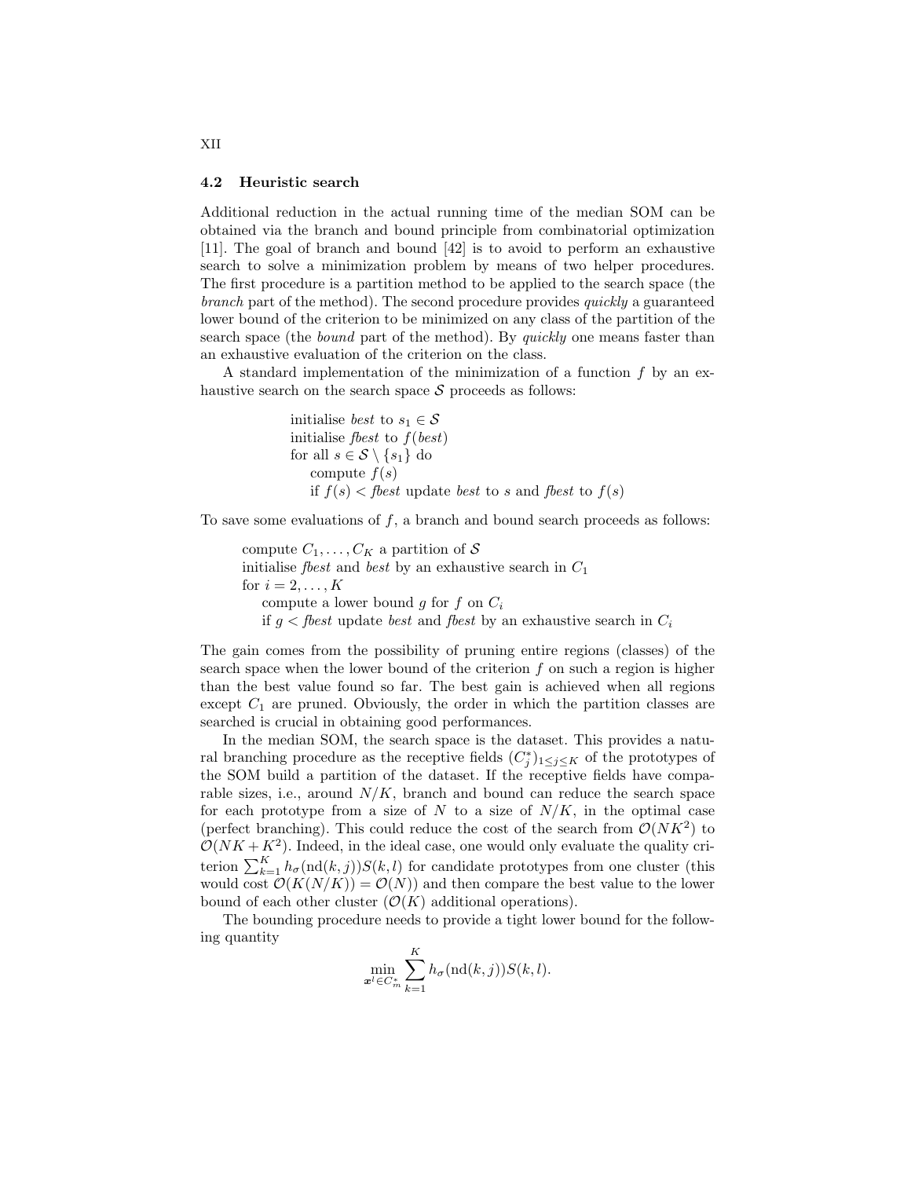### 4.2 Heuristic search

Additional reduction in the actual running time of the median SOM can be obtained via the branch and bound principle from combinatorial optimization [11]. The goal of branch and bound [42] is to avoid to perform an exhaustive search to solve a minimization problem by means of two helper procedures. The first procedure is a partition method to be applied to the search space (the *branch* part of the method). The second procedure provides *quickly* a guaranteed lower bound of the criterion to be minimized on any class of the partition of the search space (the *bound* part of the method). By *quickly* one means faster than an exhaustive evaluation of the criterion on the class.

A standard implementation of the minimization of a function $f$ by an exhaustive search on the search space $\mathcal{S}$ proceeds as follows:

> initialise *best* to $s_1 \in \mathcal{S}$
> initialise *fbest* to $f(best)$
> for all $s \in \mathcal{S} \setminus \{s_1\}$ do
>     compute $f(s)$
>     if $f(s) <$ *fbest* update *best* to $s$ and *fbest* to $f(s)$

To save some evaluations of $f$, a branch and bound search proceeds as follows:

> compute $C_1, \ldots, C_K$ a partition of $\mathcal{S}$
> initialise *fbest* and *best* by an exhaustive search in $C_1$
> for $i = 2, \ldots, K$
>     compute a lower bound $g$ for $f$ on $C_i$
>     if $g <$ *fbest* update *best* and *fbest* by an exhaustive search in $C_i$

The gain comes from the possibility of pruning entire regions (classes) of the search space when the lower bound of the criterion $f$ on such a region is higher than the best value found so far. The best gain is achieved when all regions except $C_1$ are pruned. Obviously, the order in which the partition classes are searched is crucial in obtaining good performances.

In the median SOM, the search space is the dataset. This provides a natural branching procedure as the receptive fields $(C_j^*)_{1 \leq j \leq K}$ of the prototypes of the SOM build a partition of the dataset. If the receptive fields have comparable sizes, i.e., around $N/K$, branch and bound can reduce the search space for each prototype from a size of $N$ to a size of $N/K$, in the optimal case (perfect branching). This could reduce the cost of the search from $\mathcal{O}(NK^2)$ to $\mathcal{O}(NK + K^2)$. Indeed, in the ideal case, one would only evaluate the quality criterion $\sum_{k=1}^{K} h_\sigma(\mathrm{nd}(k,j))S(k,l)$ for candidate prototypes from one cluster (this would cost $\mathcal{O}(K(N/K)) = \mathcal{O}(N)$) and then compare the best value to the lower bound of each other cluster ($\mathcal{O}(K)$ additional operations).

The bounding procedure needs to provide a tight lower bound for the following quantity

$$\min_{\boldsymbol{x}^l \in C_m^*} \sum_{k=1}^{K} h_\sigma(\mathrm{nd}(k,j))S(k,l).$$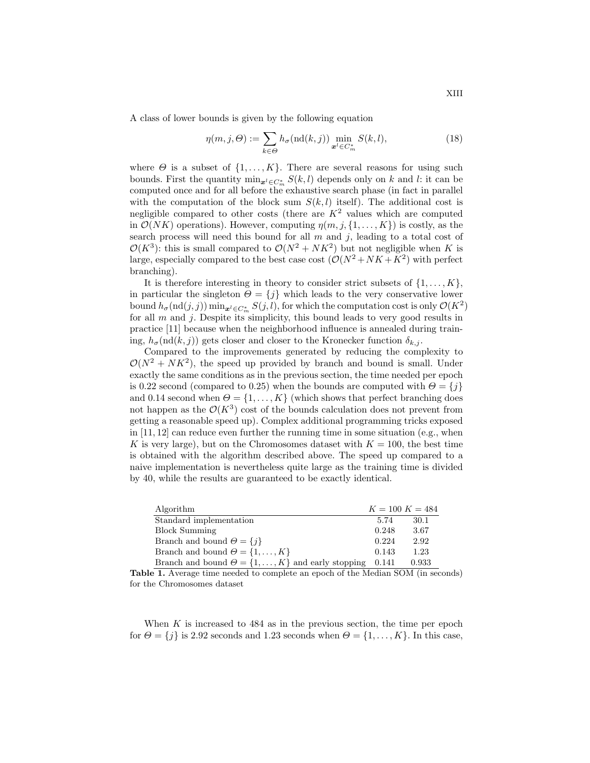A class of lower bounds is given by the following equation

$$\eta(m,j,\Theta) := \sum_{k\in\Theta} h_\sigma(\mathrm{nd}(k,j)) \min_{\boldsymbol{x}^l \in C_m^*} S(k,l), \tag{18}$$

where $\Theta$ is a subset of $\{1,\ldots,K\}$. There are several reasons for using such bounds. First the quantity $\min_{\boldsymbol{x}^l \in C_m^*} S(k,l)$ depends only on $k$ and $l$: it can be computed once and for all before the exhaustive search phase (in fact in parallel with the computation of the block sum $S(k,l)$ itself). The additional cost is negligible compared to other costs (there are $K^2$ values which are computed in $\mathcal{O}(NK)$ operations). However, computing $\eta(m,j,\{1,\ldots,K\})$ is costly, as the search process will need this bound for all $m$ and $j$, leading to a total cost of $\mathcal{O}(K^3)$: this is small compared to $\mathcal{O}(N^2+NK^2)$ but not negligible when $K$ is large, especially compared to the best case cost ($\mathcal{O}(N^2+NK+K^2)$ with perfect branching).

It is therefore interesting in theory to consider strict subsets of $\{1,\ldots,K\}$, in particular the singleton $\Theta=\{j\}$ which leads to the very conservative lower bound $h_\sigma(\mathrm{nd}(j,j)) \min_{\boldsymbol{x}^l \in C_m^*} S(j,l)$, for which the computation cost is only $\mathcal{O}(K^2)$ for all $m$ and $j$. Despite its simplicity, this bound leads to very good results in practice [11] because when the neighborhood influence is annealed during training, $h_\sigma(\mathrm{nd}(k,j))$ gets closer and closer to the Kronecker function $\delta_{k,j}$.

Compared to the improvements generated by reducing the complexity to $\mathcal{O}(N^2+NK^2)$, the speed up provided by branch and bound is small. Under exactly the same conditions as in the previous section, the time needed per epoch is 0.22 second (compared to 0.25) when the bounds are computed with $\Theta=\{j\}$ and 0.14 second when $\Theta=\{1,\ldots,K\}$ (which shows that perfect branching does not happen as the $\mathcal{O}(K^3)$ cost of the bounds calculation does not prevent from getting a reasonable speed up). Complex additional programming tricks exposed in [11, 12] can reduce even further the running time in some situation (e.g., when $K$ is very large), but on the Chromosomes dataset with $K=100$, the best time is obtained with the algorithm described above. The speed up compared to a naive implementation is nevertheless quite large as the training time is divided by 40, while the results are guaranteed to be exactly identical.

| Algorithm | $K=100$ | $K=484$ |
|---|---|---|
| Standard implementation | 5.74 | 30.1 |
| Block Summing | 0.248 | 3.67 |
| Branch and bound $\Theta=\{j\}$ | 0.224 | 2.92 |
| Branch and bound $\Theta=\{1,\ldots,K\}$ | 0.143 | 1.23 |
| Branch and bound $\Theta=\{1,\ldots,K\}$ and early stopping | 0.141 | 0.933 |

**Table 1.** Average time needed to complete an epoch of the Median SOM (in seconds) for the Chromosomes dataset

When $K$ is increased to 484 as in the previous section, the time per epoch for $\Theta=\{j\}$ is 2.92 seconds and 1.23 seconds when $\Theta=\{1,\ldots,K\}$. In this case,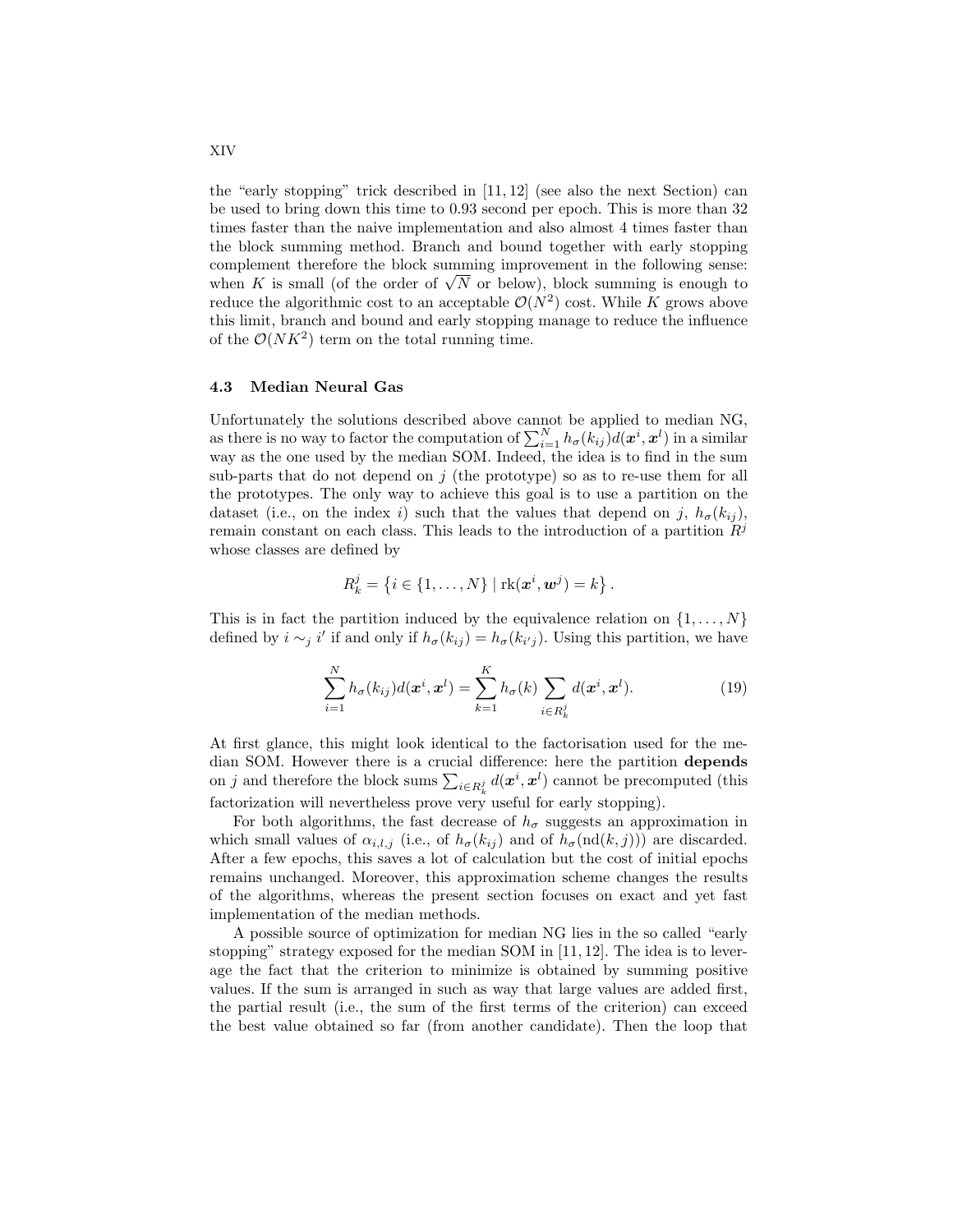the "early stopping" trick described in [11, 12] (see also the next Section) can be used to bring down this time to 0.93 second per epoch. This is more than 32 times faster than the naive implementation and also almost 4 times faster than the block summing method. Branch and bound together with early stopping complement therefore the block summing improvement in the following sense: when $K$ is small (of the order of $\sqrt{N}$ or below), block summing is enough to reduce the algorithmic cost to an acceptable $\mathcal{O}(N^2)$ cost. While $K$ grows above this limit, branch and bound and early stopping manage to reduce the influence of the $\mathcal{O}(NK^2)$ term on the total running time.

### 4.3 Median Neural Gas

Unfortunately the solutions described above cannot be applied to median NG, as there is no way to factor the computation of $\sum_{i=1}^{N} h_\sigma(k_{ij})d(\boldsymbol{x}^i, \boldsymbol{x}^l)$ in a similar way as the one used by the median SOM. Indeed, the idea is to find in the sum sub-parts that do not depend on $j$ (the prototype) so as to re-use them for all the prototypes. The only way to achieve this goal is to use a partition on the dataset (i.e., on the index $i$) such that the values that depend on $j$, $h_\sigma(k_{ij})$, remain constant on each class. This leads to the introduction of a partition $R^j$ whose classes are defined by

$$R_k^j = \left\{ i \in \{1, \ldots, N\} \mid \mathrm{rk}(\boldsymbol{x}^i, \boldsymbol{w}^j) = k \right\}.$$

This is in fact the partition induced by the equivalence relation on $\{1, \ldots, N\}$ defined by $i \sim_j i'$ if and only if $h_\sigma(k_{ij}) = h_\sigma(k_{i'j})$. Using this partition, we have

$$\sum_{i=1}^{N} h_\sigma(k_{ij})d(\boldsymbol{x}^i, \boldsymbol{x}^l) = \sum_{k=1}^{K} h_\sigma(k) \sum_{i \in R_k^j} d(\boldsymbol{x}^i, \boldsymbol{x}^l). \tag{19}$$

At first glance, this might look identical to the factorisation used for the median SOM. However there is a crucial difference: here the partition **depends** on $j$ and therefore the block sums $\sum_{i \in R_k^j} d(\boldsymbol{x}^i, \boldsymbol{x}^l)$ cannot be precomputed (this factorization will nevertheless prove very useful for early stopping).

For both algorithms, the fast decrease of $h_\sigma$ suggests an approximation in which small values of $\alpha_{i,l,j}$ (i.e., of $h_\sigma(k_{ij})$ and of $h_\sigma(\mathrm{nd}(k,j))$) are discarded. After a few epochs, this saves a lot of calculation but the cost of initial epochs remains unchanged. Moreover, this approximation scheme changes the results of the algorithms, whereas the present section focuses on exact and yet fast implementation of the median methods.

A possible source of optimization for median NG lies in the so called "early stopping" strategy exposed for the median SOM in [11, 12]. The idea is to leverage the fact that the criterion to minimize is obtained by summing positive values. If the sum is arranged in such as way that large values are added first, the partial result (i.e., the sum of the first terms of the criterion) can exceed the best value obtained so far (from another candidate). Then the loop that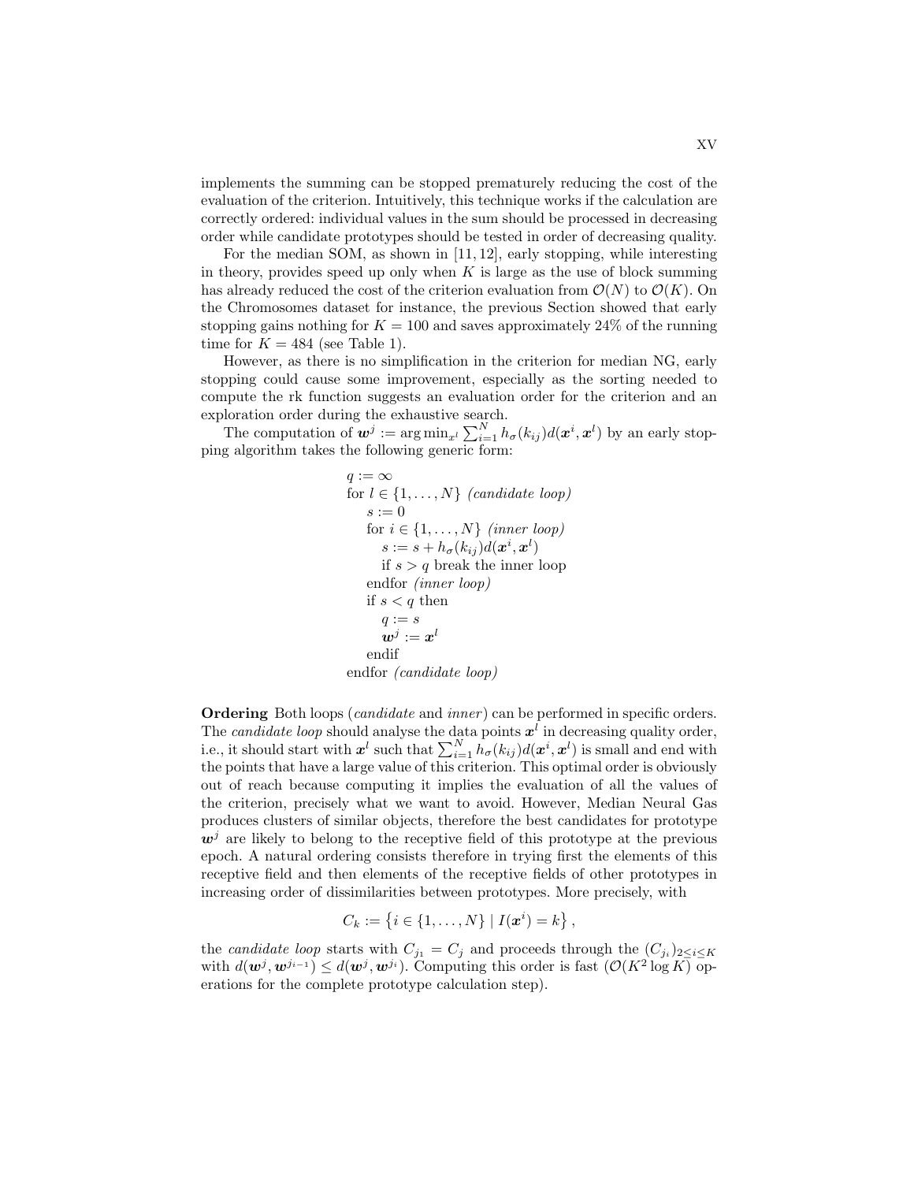implements the summing can be stopped prematurely reducing the cost of the evaluation of the criterion. Intuitively, this technique works if the calculation are correctly ordered: individual values in the sum should be processed in decreasing order while candidate prototypes should be tested in order of decreasing quality.

For the median SOM, as shown in [11, 12], early stopping, while interesting in theory, provides speed up only when $K$ is large as the use of block summing has already reduced the cost of the criterion evaluation from $\mathcal{O}(N)$ to $\mathcal{O}(K)$. On the Chromosomes dataset for instance, the previous Section showed that early stopping gains nothing for $K = 100$ and saves approximately 24% of the running time for $K = 484$ (see Table 1).

However, as there is no simplification in the criterion for median NG, early stopping could cause some improvement, especially as the sorting needed to compute the rk function suggests an evaluation order for the criterion and an exploration order during the exhaustive search.

The computation of $\boldsymbol{w}^j := \arg\min_{x^l} \sum_{i=1}^{N} h_\sigma(k_{ij}) d(\boldsymbol{x}^i, \boldsymbol{x}^l)$ by an early stopping algorithm takes the following generic form:

$q := \infty$
for $l \in \{1, \ldots, N\}$ *(candidate loop)*
  $s := 0$
  for $i \in \{1, \ldots, N\}$ *(inner loop)*
    $s := s + h_\sigma(k_{ij}) d(\boldsymbol{x}^i, \boldsymbol{x}^l)$
    if $s > q$ break the inner loop
  endfor *(inner loop)*
  if $s < q$ then
    $q := s$
    $\boldsymbol{w}^j := \boldsymbol{x}^l$
  endif
endfor *(candidate loop)*

**Ordering** Both loops (*candidate* and *inner*) can be performed in specific orders. The *candidate loop* should analyse the data points $\boldsymbol{x}^l$ in decreasing quality order, i.e., it should start with $\boldsymbol{x}^l$ such that $\sum_{i=1}^{N} h_\sigma(k_{ij}) d(\boldsymbol{x}^i, \boldsymbol{x}^l)$ is small and end with the points that have a large value of this criterion. This optimal order is obviously out of reach because computing it implies the evaluation of all the values of the criterion, precisely what we want to avoid. However, Median Neural Gas produces clusters of similar objects, therefore the best candidates for prototype $\boldsymbol{w}^j$ are likely to belong to the receptive field of this prototype at the previous epoch. A natural ordering consists therefore in trying first the elements of this receptive field and then elements of the receptive fields of other prototypes in increasing order of dissimilarities between prototypes. More precisely, with

$$C_k := \left\{ i \in \{1, \ldots, N\} \mid I(\boldsymbol{x}^i) = k \right\},$$

the *candidate loop* starts with $C_{j_1} = C_j$ and proceeds through the $(C_{j_i})_{2 \leq i \leq K}$ with $d(\boldsymbol{w}^j, \boldsymbol{w}^{j_{i-1}}) \leq d(\boldsymbol{w}^j, \boldsymbol{w}^{j_i})$. Computing this order is fast ($\mathcal{O}(K^2 \log K)$ operations for the complete prototype calculation step).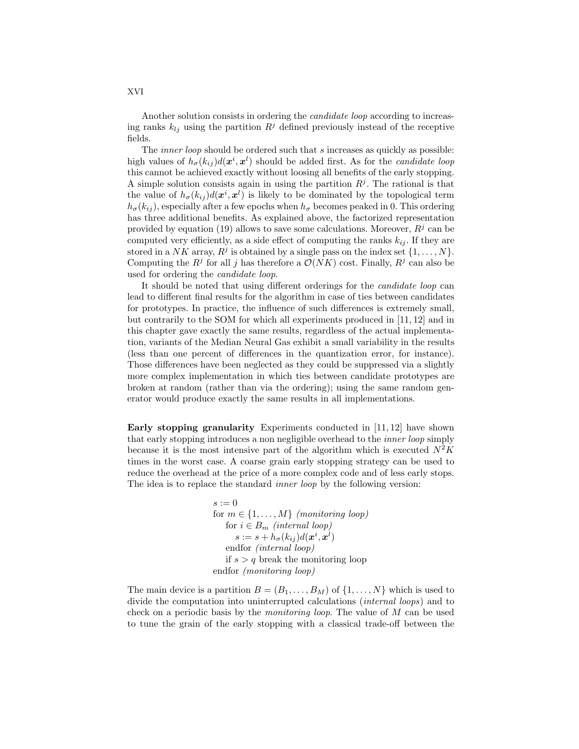Another solution consists in ordering the *candidate loop* according to increasing ranks $k_{lj}$ using the partition $R^j$ defined previously instead of the receptive fields.

The *inner loop* should be ordered such that $s$ increases as quickly as possible: high values of $h_\sigma(k_{ij})d(\boldsymbol{x}^i, \boldsymbol{x}^l)$ should be added first. As for the *candidate loop* this cannot be achieved exactly without loosing all benefits of the early stopping. A simple solution consists again in using the partition $R^j$. The rational is that the value of $h_\sigma(k_{ij})d(\boldsymbol{x}^i, \boldsymbol{x}^l)$ is likely to be dominated by the topological term $h_\sigma(k_{ij})$, especially after a few epochs when $h_\sigma$ becomes peaked in 0. This ordering has three additional benefits. As explained above, the factorized representation provided by equation (19) allows to save some calculations. Moreover, $R^j$ can be computed very efficiently, as a side effect of computing the ranks $k_{ij}$. If they are stored in a $NK$ array, $R^j$ is obtained by a single pass on the index set $\{1, \ldots, N\}$. Computing the $R^j$ for all $j$ has therefore a $\mathcal{O}(NK)$ cost. Finally, $R^j$ can also be used for ordering the *candidate loop*.

It should be noted that using different orderings for the *candidate loop* can lead to different final results for the algorithm in case of ties between candidates for prototypes. In practice, the influence of such differences is extremely small, but contrarily to the SOM for which all experiments produced in [11, 12] and in this chapter gave exactly the same results, regardless of the actual implementation, variants of the Median Neural Gas exhibit a small variability in the results (less than one percent of differences in the quantization error, for instance). Those differences have been neglected as they could be suppressed via a slightly more complex implementation in which ties between candidate prototypes are broken at random (rather than via the ordering); using the same random generator would produce exactly the same results in all implementations.

**Early stopping granularity** Experiments conducted in [11, 12] have shown that early stopping introduces a non negligible overhead to the *inner loop* simply because it is the most intensive part of the algorithm which is executed $N^2K$ times in the worst case. A coarse grain early stopping strategy can be used to reduce the overhead at the price of a more complex code and of less early stops. The idea is to replace the standard *inner loop* by the following version:

$s := 0$
for $m \in \{1, \ldots, M\}$ *(monitoring loop)*
  for $i \in B_m$ *(internal loop)*
    $s := s + h_\sigma(k_{ij})d(\boldsymbol{x}^i, \boldsymbol{x}^l)$
  endfor *(internal loop)*
  if $s > q$ break the monitoring loop
endfor *(monitoring loop)*

The main device is a partition $B = (B_1, \ldots, B_M)$ of $\{1, \ldots, N\}$ which is used to divide the computation into uninterrupted calculations (*internal loops*) and to check on a periodic basis by the *monitoring loop*. The value of $M$ can be used to tune the grain of the early stopping with a classical trade-off between the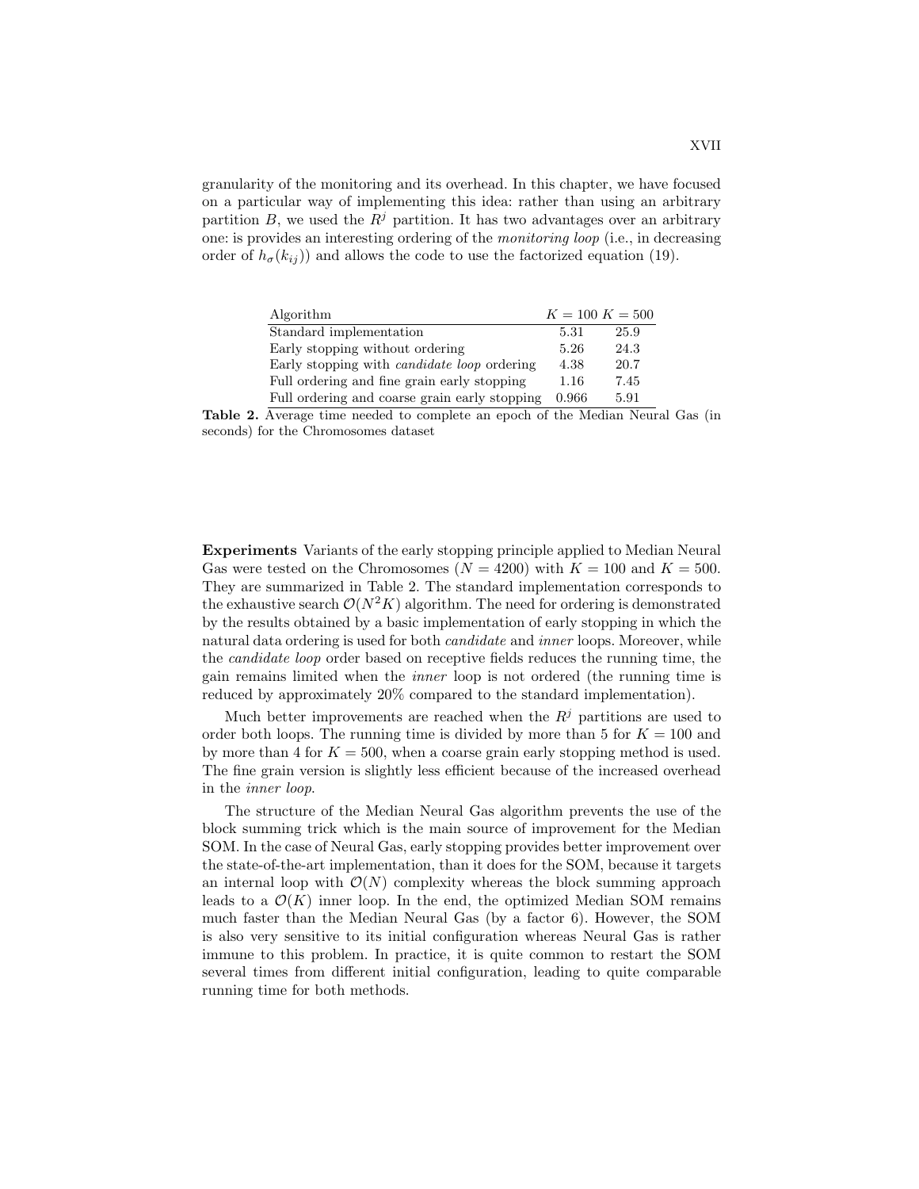granularity of the monitoring and its overhead. In this chapter, we have focused on a particular way of implementing this idea: rather than using an arbitrary partition $B$, we used the $R^j$ partition. It has two advantages over an arbitrary one: is provides an interesting ordering of the *monitoring loop* (i.e., in decreasing order of $h_\sigma(k_{ij})$) and allows the code to use the factorized equation (19).

| Algorithm | $K = 100$ | $K = 500$ |
|---|---|---|
| Standard implementation | 5.31 | 25.9 |
| Early stopping without ordering | 5.26 | 24.3 |
| Early stopping with *candidate loop* ordering | 4.38 | 20.7 |
| Full ordering and fine grain early stopping | 1.16 | 7.45 |
| Full ordering and coarse grain early stopping | 0.966 | 5.91 |

**Table 2.** Average time needed to complete an epoch of the Median Neural Gas (in seconds) for the Chromosomes dataset

**Experiments** Variants of the early stopping principle applied to Median Neural Gas were tested on the Chromosomes ($N = 4200$) with $K = 100$ and $K = 500$. They are summarized in Table 2. The standard implementation corresponds to the exhaustive search $\mathcal{O}(N^2K)$ algorithm. The need for ordering is demonstrated by the results obtained by a basic implementation of early stopping in which the natural data ordering is used for both *candidate* and *inner* loops. Moreover, while the *candidate loop* order based on receptive fields reduces the running time, the gain remains limited when the *inner* loop is not ordered (the running time is reduced by approximately 20% compared to the standard implementation).

Much better improvements are reached when the $R^j$ partitions are used to order both loops. The running time is divided by more than 5 for $K = 100$ and by more than 4 for $K = 500$, when a coarse grain early stopping method is used. The fine grain version is slightly less efficient because of the increased overhead in the *inner loop*.

The structure of the Median Neural Gas algorithm prevents the use of the block summing trick which is the main source of improvement for the Median SOM. In the case of Neural Gas, early stopping provides better improvement over the state-of-the-art implementation, than it does for the SOM, because it targets an internal loop with $\mathcal{O}(N)$ complexity whereas the block summing approach leads to a $\mathcal{O}(K)$ inner loop. In the end, the optimized Median SOM remains much faster than the Median Neural Gas (by a factor 6). However, the SOM is also very sensitive to its initial configuration whereas Neural Gas is rather immune to this problem. In practice, it is quite common to restart the SOM several times from different initial configuration, leading to quite comparable running time for both methods.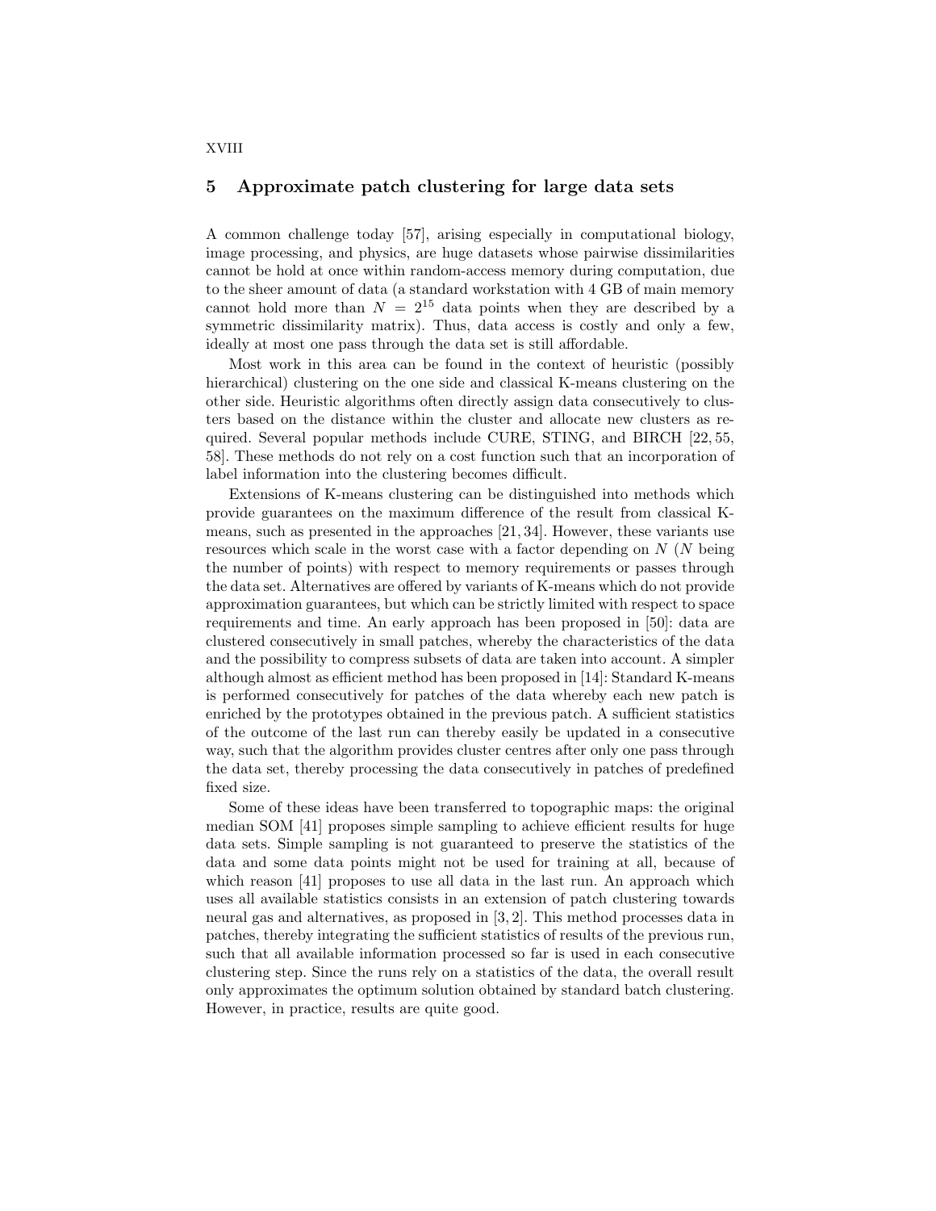## 5 Approximate patch clustering for large data sets

A common challenge today [57], arising especially in computational biology, image processing, and physics, are huge datasets whose pairwise dissimilarities cannot be hold at once within random-access memory during computation, due to the sheer amount of data (a standard workstation with 4 GB of main memory cannot hold more than $N = 2^{15}$ data points when they are described by a symmetric dissimilarity matrix). Thus, data access is costly and only a few, ideally at most one pass through the data set is still affordable.

Most work in this area can be found in the context of heuristic (possibly hierarchical) clustering on the one side and classical K-means clustering on the other side. Heuristic algorithms often directly assign data consecutively to clusters based on the distance within the cluster and allocate new clusters as required. Several popular methods include CURE, STING, and BIRCH [22, 55, 58]. These methods do not rely on a cost function such that an incorporation of label information into the clustering becomes difficult.

Extensions of K-means clustering can be distinguished into methods which provide guarantees on the maximum difference of the result from classical K-means, such as presented in the approaches [21, 34]. However, these variants use resources which scale in the worst case with a factor depending on $N$ ($N$ being the number of points) with respect to memory requirements or passes through the data set. Alternatives are offered by variants of K-means which do not provide approximation guarantees, but which can be strictly limited with respect to space requirements and time. An early approach has been proposed in [50]: data are clustered consecutively in small patches, whereby the characteristics of the data and the possibility to compress subsets of data are taken into account. A simpler although almost as efficient method has been proposed in [14]: Standard K-means is performed consecutively for patches of the data whereby each new patch is enriched by the prototypes obtained in the previous patch. A sufficient statistics of the outcome of the last run can thereby easily be updated in a consecutive way, such that the algorithm provides cluster centres after only one pass through the data set, thereby processing the data consecutively in patches of predefined fixed size.

Some of these ideas have been transferred to topographic maps: the original median SOM [41] proposes simple sampling to achieve efficient results for huge data sets. Simple sampling is not guaranteed to preserve the statistics of the data and some data points might not be used for training at all, because of which reason [41] proposes to use all data in the last run. An approach which uses all available statistics consists in an extension of patch clustering towards neural gas and alternatives, as proposed in [3, 2]. This method processes data in patches, thereby integrating the sufficient statistics of results of the previous run, such that all available information processed so far is used in each consecutive clustering step. Since the runs rely on a statistics of the data, the overall result only approximates the optimum solution obtained by standard batch clustering. However, in practice, results are quite good.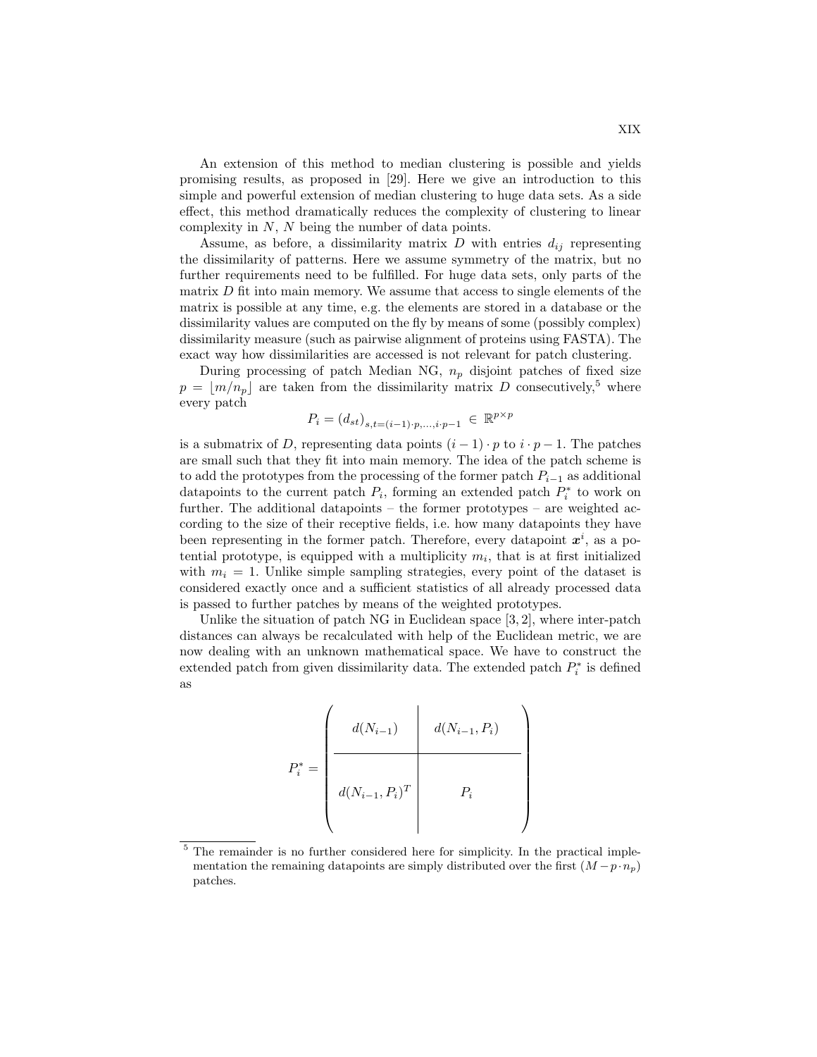An extension of this method to median clustering is possible and yields promising results, as proposed in [29]. Here we give an introduction to this simple and powerful extension of median clustering to huge data sets. As a side effect, this method dramatically reduces the complexity of clustering to linear complexity in $N$, $N$ being the number of data points.

Assume, as before, a dissimilarity matrix $D$ with entries $d_{ij}$ representing the dissimilarity of patterns. Here we assume symmetry of the matrix, but no further requirements need to be fulfilled. For huge data sets, only parts of the matrix $D$ fit into main memory. We assume that access to single elements of the matrix is possible at any time, e.g. the elements are stored in a database or the dissimilarity values are computed on the fly by means of some (possibly complex) dissimilarity measure (such as pairwise alignment of proteins using FASTA). The exact way how dissimilarities are accessed is not relevant for patch clustering.

During processing of patch Median NG, $n_p$ disjoint patches of fixed size $p = \lfloor m/n_p \rfloor$ are taken from the dissimilarity matrix $D$ consecutively,[5] where every patch

$$P_i = (d_{st})_{s,t=(i-1)\cdot p,\ldots,i\cdot p-1} \in \mathbb{R}^{p\times p}$$

is a submatrix of $D$, representing data points $(i-1)\cdot p$ to $i \cdot p - 1$. The patches are small such that they fit into main memory. The idea of the patch scheme is to add the prototypes from the processing of the former patch $P_{i-1}$ as additional datapoints to the current patch $P_i$, forming an extended patch $P_i^*$ to work on further. The additional datapoints – the former prototypes – are weighted according to the size of their receptive fields, i.e. how many datapoints they have been representing in the former patch. Therefore, every datapoint $\boldsymbol{x}^i$, as a potential prototype, is equipped with a multiplicity $m_i$, that is at first initialized with $m_i = 1$. Unlike simple sampling strategies, every point of the dataset is considered exactly once and a sufficient statistics of all already processed data is passed to further patches by means of the weighted prototypes.

Unlike the situation of patch NG in Euclidean space [3, 2], where inter-patch distances can always be recalculated with help of the Euclidean metric, we are now dealing with an unknown mathematical space. We have to construct the extended patch from given dissimilarity data. The extended patch $P_i^*$ is defined as

$$P_i^* = \left( \begin{array}{c|c} d(N_{i-1}) & d(N_{i-1}, P_i) \\ \hline d(N_{i-1}, P_i)^T & P_i \end{array} \right)$$

[5] The remainder is no further considered here for simplicity. In the practical implementation the remaining datapoints are simply distributed over the first $(M - p \cdot n_p)$ patches.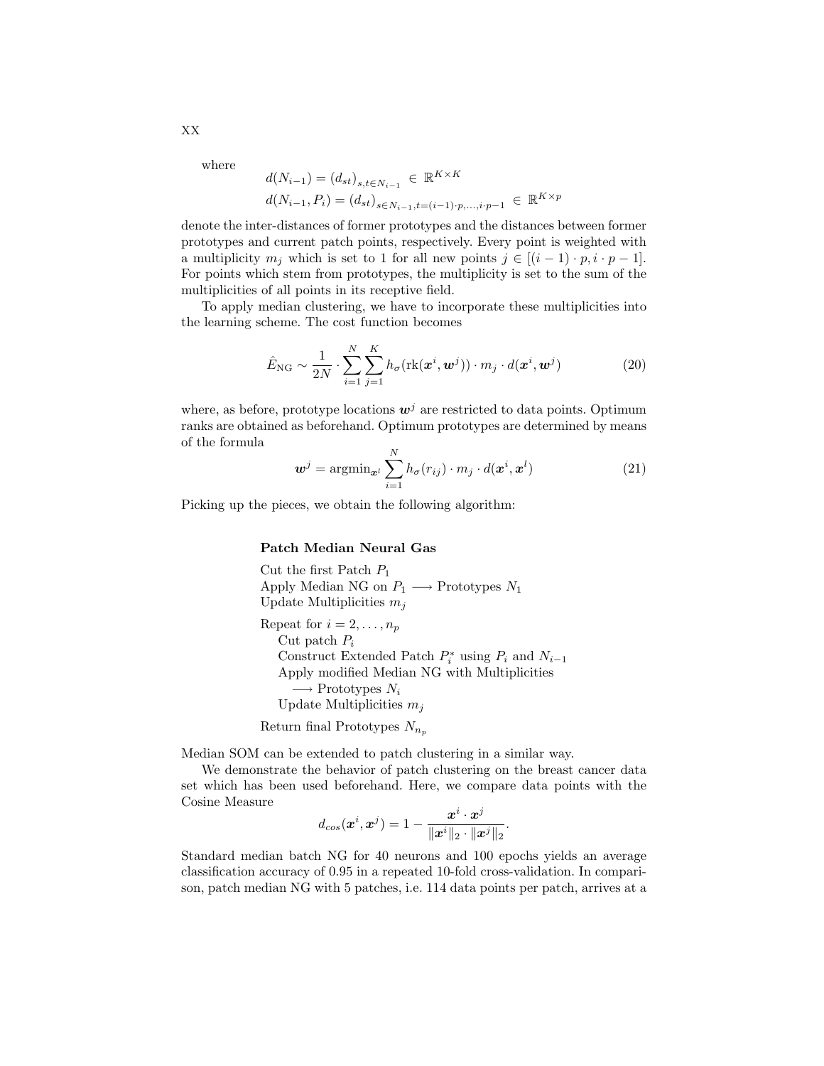where

$$d(N_{i-1}) = (d_{st})_{s,t \in N_{i-1}} \in \mathbb{R}^{K \times K}$$
$$d(N_{i-1}, P_i) = (d_{st})_{s \in N_{i-1}, t=(i-1)\cdot p,\ldots,i\cdot p-1} \in \mathbb{R}^{K \times p}$$

denote the inter-distances of former prototypes and the distances between former prototypes and current patch points, respectively. Every point is weighted with a multiplicity $m_j$ which is set to 1 for all new points $j \in [(i-1)\cdot p, i \cdot p - 1]$. For points which stem from prototypes, the multiplicity is set to the sum of the multiplicities of all points in its receptive field.

To apply median clustering, we have to incorporate these multiplicities into the learning scheme. The cost function becomes

$$\hat{E}_{\text{NG}} \sim \frac{1}{2N} \cdot \sum_{i=1}^{N} \sum_{j=1}^{K} h_\sigma(\text{rk}(\boldsymbol{x}^i, \boldsymbol{w}^j)) \cdot m_j \cdot d(\boldsymbol{x}^i, \boldsymbol{w}^j) \tag{20}$$

where, as before, prototype locations $\boldsymbol{w}^j$ are restricted to data points. Optimum ranks are obtained as beforehand. Optimum prototypes are determined by means of the formula

$$\boldsymbol{w}^j = \text{argmin}_{\boldsymbol{x}^l} \sum_{i=1}^{N} h_\sigma(r_{ij}) \cdot m_j \cdot d(\boldsymbol{x}^i, \boldsymbol{x}^l) \tag{21}$$

Picking up the pieces, we obtain the following algorithm:

**Patch Median Neural Gas**

Cut the first Patch $P_1$
Apply Median NG on $P_1 \longrightarrow$ Prototypes $N_1$
Update Multiplicities $m_j$

Repeat for $i = 2, \ldots, n_p$
  Cut patch $P_i$
  Construct Extended Patch $P_i^*$ using $P_i$ and $N_{i-1}$
  Apply modified Median NG with Multiplicities
   $\longrightarrow$ Prototypes $N_i$
  Update Multiplicities $m_j$

Return final Prototypes $N_{n_p}$

Median SOM can be extended to patch clustering in a similar way.

We demonstrate the behavior of patch clustering on the breast cancer data set which has been used beforehand. Here, we compare data points with the Cosine Measure

$$d_{cos}(\boldsymbol{x}^i, \boldsymbol{x}^j) = 1 - \frac{\boldsymbol{x}^i \cdot \boldsymbol{x}^j}{\|\boldsymbol{x}^i\|_2 \cdot \|\boldsymbol{x}^j\|_2}.$$

Standard median batch NG for 40 neurons and 100 epochs yields an average classification accuracy of 0.95 in a repeated 10-fold cross-validation. In comparison, patch median NG with 5 patches, i.e. 114 data points per patch, arrives at a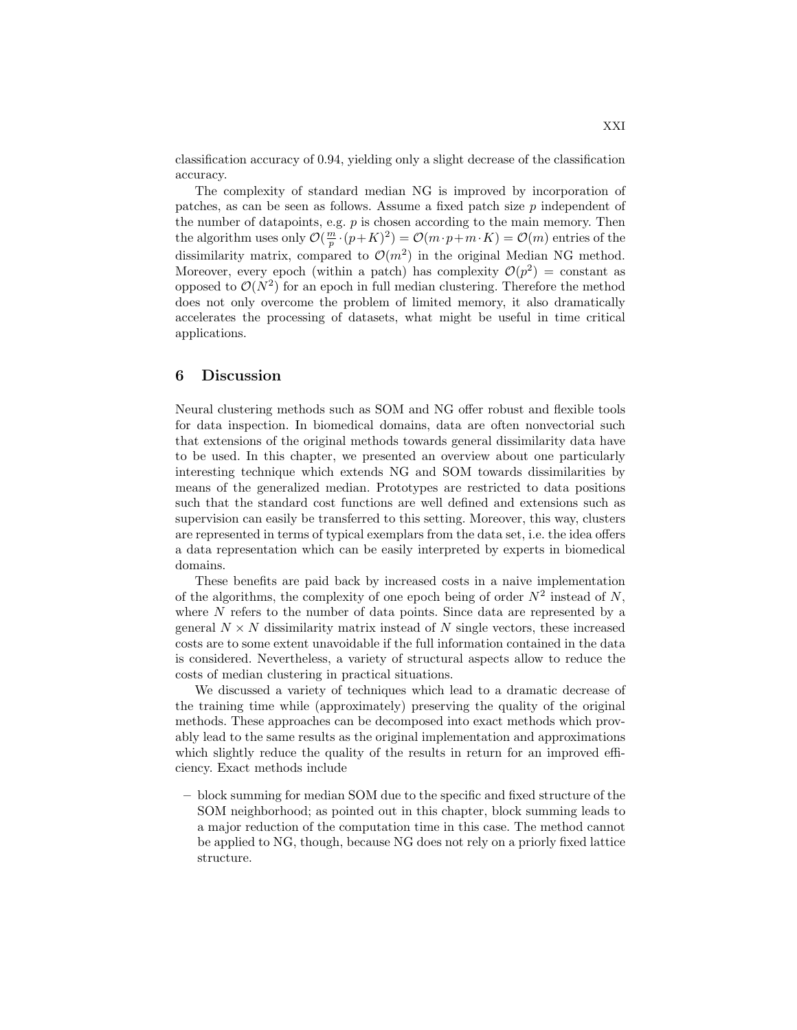classification accuracy of 0.94, yielding only a slight decrease of the classification accuracy.

The complexity of standard median NG is improved by incorporation of patches, as can be seen as follows. Assume a fixed patch size $p$ independent of the number of datapoints, e.g. $p$ is chosen according to the main memory. Then the algorithm uses only $\mathcal{O}(\frac{m}{p} \cdot (p+K)^2) = \mathcal{O}(m \cdot p + m \cdot K) = \mathcal{O}(m)$ entries of the dissimilarity matrix, compared to $\mathcal{O}(m^2)$ in the original Median NG method. Moreover, every epoch (within a patch) has complexity $\mathcal{O}(p^2)$ = constant as opposed to $\mathcal{O}(N^2)$ for an epoch in full median clustering. Therefore the method does not only overcome the problem of limited memory, it also dramatically accelerates the processing of datasets, what might be useful in time critical applications.

## 6 Discussion

Neural clustering methods such as SOM and NG offer robust and flexible tools for data inspection. In biomedical domains, data are often nonvectorial such that extensions of the original methods towards general dissimilarity data have to be used. In this chapter, we presented an overview about one particularly interesting technique which extends NG and SOM towards dissimilarities by means of the generalized median. Prototypes are restricted to data positions such that the standard cost functions are well defined and extensions such as supervision can easily be transferred to this setting. Moreover, this way, clusters are represented in terms of typical exemplars from the data set, i.e. the idea offers a data representation which can be easily interpreted by experts in biomedical domains.

These benefits are paid back by increased costs in a naive implementation of the algorithms, the complexity of one epoch being of order $N^2$ instead of $N$, where $N$ refers to the number of data points. Since data are represented by a general $N \times N$ dissimilarity matrix instead of $N$ single vectors, these increased costs are to some extent unavoidable if the full information contained in the data is considered. Nevertheless, a variety of structural aspects allow to reduce the costs of median clustering in practical situations.

We discussed a variety of techniques which lead to a dramatic decrease of the training time while (approximately) preserving the quality of the original methods. These approaches can be decomposed into exact methods which provably lead to the same results as the original implementation and approximations which slightly reduce the quality of the results in return for an improved efficiency. Exact methods include

- block summing for median SOM due to the specific and fixed structure of the SOM neighborhood; as pointed out in this chapter, block summing leads to a major reduction of the computation time in this case. The method cannot be applied to NG, though, because NG does not rely on a priorly fixed lattice structure.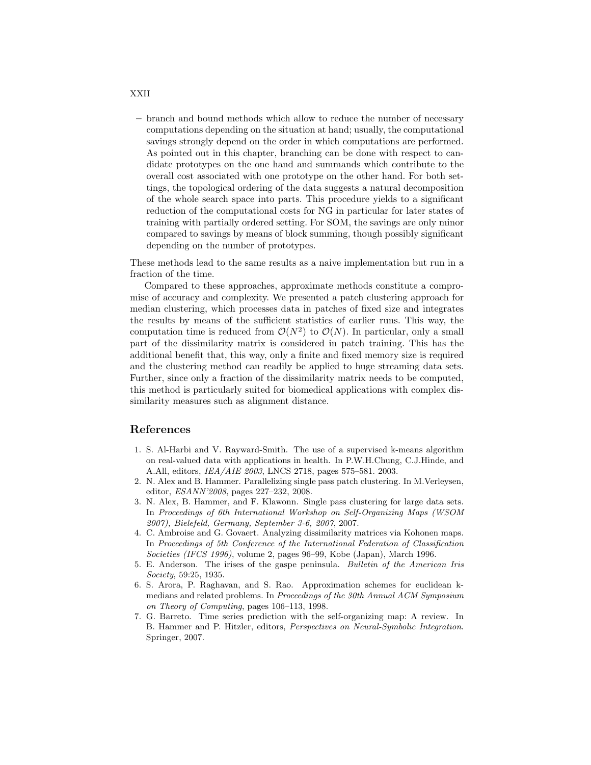- branch and bound methods which allow to reduce the number of necessary computations depending on the situation at hand; usually, the computational savings strongly depend on the order in which computations are performed. As pointed out in this chapter, branching can be done with respect to candidate prototypes on the one hand and summands which contribute to the overall cost associated with one prototype on the other hand. For both settings, the topological ordering of the data suggests a natural decomposition of the whole search space into parts. This procedure yields to a significant reduction of the computational costs for NG in particular for later states of training with partially ordered setting. For SOM, the savings are only minor compared to savings by means of block summing, though possibly significant depending on the number of prototypes.

These methods lead to the same results as a naive implementation but run in a fraction of the time.

Compared to these approaches, approximate methods constitute a compromise of accuracy and complexity. We presented a patch clustering approach for median clustering, which processes data in patches of fixed size and integrates the results by means of the sufficient statistics of earlier runs. This way, the computation time is reduced from $\mathcal{O}(N^2)$ to $\mathcal{O}(N)$. In particular, only a small part of the dissimilarity matrix is considered in patch training. This has the additional benefit that, this way, only a finite and fixed memory size is required and the clustering method can readily be applied to huge streaming data sets. Further, since only a fraction of the dissimilarity matrix needs to be computed, this method is particularly suited for biomedical applications with complex dissimilarity measures such as alignment distance.

## References

1. S. Al-Harbi and V. Rayward-Smith. The use of a supervised k-means algorithm on real-valued data with applications in health. In P.W.H.Chung, C.J.Hinde, and A.All, editors, *IEA/AIE 2003*, LNCS 2718, pages 575–581. 2003.
2. N. Alex and B. Hammer. Parallelizing single pass patch clustering. In M.Verleysen, editor, *ESANN'2008*, pages 227–232, 2008.
3. N. Alex, B. Hammer, and F. Klawonn. Single pass clustering for large data sets. In *Proceedings of 6th International Workshop on Self-Organizing Maps (WSOM 2007), Bielefeld, Germany, September 3-6, 2007*, 2007.
4. C. Ambroise and G. Govaert. Analyzing dissimilarity matrices via Kohonen maps. In *Proceedings of 5th Conference of the International Federation of Classification Societies (IFCS 1996)*, volume 2, pages 96–99, Kobe (Japan), March 1996.
5. E. Anderson. The irises of the gaspe peninsula. *Bulletin of the American Iris Society*, 59:25, 1935.
6. S. Arora, P. Raghavan, and S. Rao. Approximation schemes for euclidean k-medians and related problems. In *Proceedings of the 30th Annual ACM Symposium on Theory of Computing*, pages 106–113, 1998.
7. G. Barreto. Time series prediction with the self-organizing map: A review. In B. Hammer and P. Hitzler, editors, *Perspectives on Neural-Symbolic Integration*. Springer, 2007.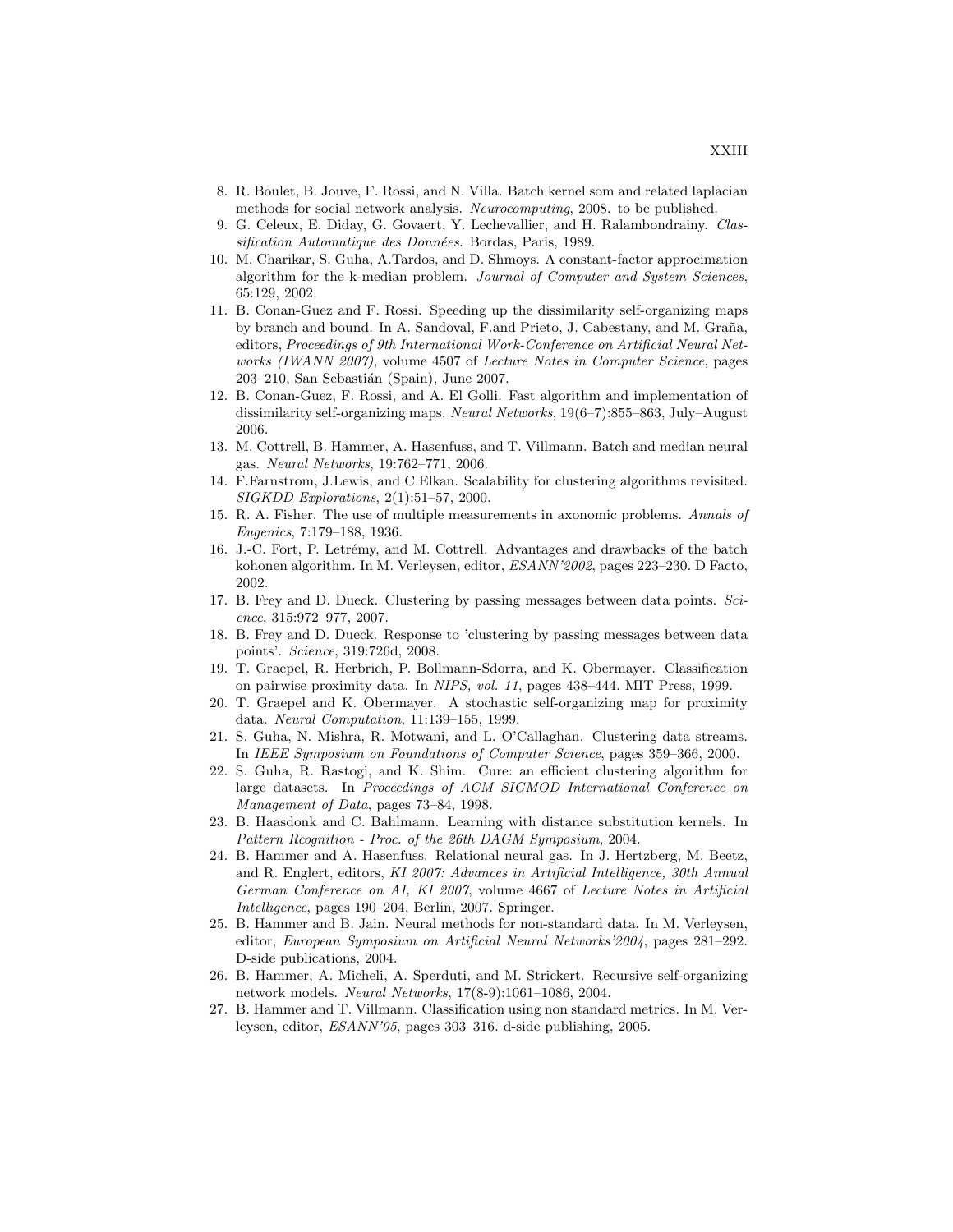8. R. Boulet, B. Jouve, F. Rossi, and N. Villa. Batch kernel som and related laplacian methods for social network analysis. *Neurocomputing*, 2008. to be published.
9. G. Celeux, E. Diday, G. Govaert, Y. Lechevallier, and H. Ralambondrainy. *Classification Automatique des Données*. Bordas, Paris, 1989.
10. M. Charikar, S. Guha, A.Tardos, and D. Shmoys. A constant-factor approcimation algorithm for the k-median problem. *Journal of Computer and System Sciences*, 65:129, 2002.
11. B. Conan-Guez and F. Rossi. Speeding up the dissimilarity self-organizing maps by branch and bound. In A. Sandoval, F.and Prieto, J. Cabestany, and M. Graña, editors, *Proceedings of 9th International Work-Conference on Artificial Neural Networks (IWANN 2007)*, volume 4507 of *Lecture Notes in Computer Science*, pages 203–210, San Sebastián (Spain), June 2007.
12. B. Conan-Guez, F. Rossi, and A. El Golli. Fast algorithm and implementation of dissimilarity self-organizing maps. *Neural Networks*, 19(6–7):855–863, July–August 2006.
13. M. Cottrell, B. Hammer, A. Hasenfuss, and T. Villmann. Batch and median neural gas. *Neural Networks*, 19:762–771, 2006.
14. F.Farnstrom, J.Lewis, and C.Elkan. Scalability for clustering algorithms revisited. *SIGKDD Explorations*, 2(1):51–57, 2000.
15. R. A. Fisher. The use of multiple measurements in axonomic problems. *Annals of Eugenics*, 7:179–188, 1936.
16. J.-C. Fort, P. Letrémy, and M. Cottrell. Advantages and drawbacks of the batch kohonen algorithm. In M. Verleysen, editor, *ESANN'2002*, pages 223–230. D Facto, 2002.
17. B. Frey and D. Dueck. Clustering by passing messages between data points. *Science*, 315:972–977, 2007.
18. B. Frey and D. Dueck. Response to 'clustering by passing messages between data points'. *Science*, 319:726d, 2008.
19. T. Graepel, R. Herbrich, P. Bollmann-Sdorra, and K. Obermayer. Classification on pairwise proximity data. In *NIPS, vol. 11*, pages 438–444. MIT Press, 1999.
20. T. Graepel and K. Obermayer. A stochastic self-organizing map for proximity data. *Neural Computation*, 11:139–155, 1999.
21. S. Guha, N. Mishra, R. Motwani, and L. O'Callaghan. Clustering data streams. In *IEEE Symposium on Foundations of Computer Science*, pages 359–366, 2000.
22. S. Guha, R. Rastogi, and K. Shim. Cure: an efficient clustering algorithm for large datasets. In *Proceedings of ACM SIGMOD International Conference on Management of Data*, pages 73–84, 1998.
23. B. Haasdonk and C. Bahlmann. Learning with distance substitution kernels. In *Pattern Rcognition - Proc. of the 26th DAGM Symposium*, 2004.
24. B. Hammer and A. Hasenfuss. Relational neural gas. In J. Hertzberg, M. Beetz, and R. Englert, editors, *KI 2007: Advances in Artificial Intelligence, 30th Annual German Conference on AI, KI 2007*, volume 4667 of *Lecture Notes in Artificial Intelligence*, pages 190–204, Berlin, 2007. Springer.
25. B. Hammer and B. Jain. Neural methods for non-standard data. In M. Verleysen, editor, *European Symposium on Artificial Neural Networks'2004*, pages 281–292. D-side publications, 2004.
26. B. Hammer, A. Micheli, A. Sperduti, and M. Strickert. Recursive self-organizing network models. *Neural Networks*, 17(8-9):1061–1086, 2004.
27. B. Hammer and T. Villmann. Classification using non standard metrics. In M. Verleysen, editor, *ESANN'05*, pages 303–316. d-side publishing, 2005.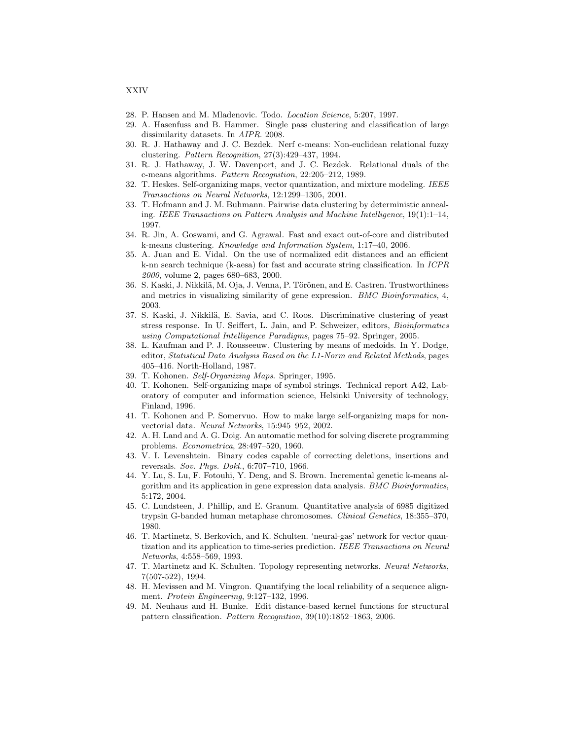28. P. Hansen and M. Mladenovic. Todo. *Location Science*, 5:207, 1997.
29. A. Hasenfuss and B. Hammer. Single pass clustering and classification of large dissimilarity datasets. In *AIPR*. 2008.
30. R. J. Hathaway and J. C. Bezdek. Nerf c-means: Non-euclidean relational fuzzy clustering. *Pattern Recognition*, 27(3):429–437, 1994.
31. R. J. Hathaway, J. W. Davenport, and J. C. Bezdek. Relational duals of the c-means algorithms. *Pattern Recognition*, 22:205–212, 1989.
32. T. Heskes. Self-organizing maps, vector quantization, and mixture modeling. *IEEE Transactions on Neural Networks*, 12:1299–1305, 2001.
33. T. Hofmann and J. M. Buhmann. Pairwise data clustering by deterministic annealing. *IEEE Transactions on Pattern Analysis and Machine Intelligence*, 19(1):1–14, 1997.
34. R. Jin, A. Goswami, and G. Agrawal. Fast and exact out-of-core and distributed k-means clustering. *Knowledge and Information System*, 1:17–40, 2006.
35. A. Juan and E. Vidal. On the use of normalized edit distances and an efficient k-nn search technique (k-aesa) for fast and accurate string classification. In *ICPR 2000*, volume 2, pages 680–683, 2000.
36. S. Kaski, J. Nikkilä, M. Oja, J. Venna, P. Törönen, and E. Castren. Trustworthiness and metrics in visualizing similarity of gene expression. *BMC Bioinformatics*, 4, 2003.
37. S. Kaski, J. Nikkilä, E. Savia, and C. Roos. Discriminative clustering of yeast stress response. In U. Seiffert, L. Jain, and P. Schweizer, editors, *Bioinformatics using Computational Intelligence Paradigms*, pages 75–92. Springer, 2005.
38. L. Kaufman and P. J. Rousseeuw. Clustering by means of medoids. In Y. Dodge, editor, *Statistical Data Analysis Based on the L1-Norm and Related Methods*, pages 405–416. North-Holland, 1987.
39. T. Kohonen. *Self-Organizing Maps*. Springer, 1995.
40. T. Kohonen. Self-organizing maps of symbol strings. Technical report A42, Laboratory of computer and information science, Helsinki University of technology, Finland, 1996.
41. T. Kohonen and P. Somervuo. How to make large self-organizing maps for nonvectorial data. *Neural Networks*, 15:945–952, 2002.
42. A. H. Land and A. G. Doig. An automatic method for solving discrete programming problems. *Econometrica*, 28:497–520, 1960.
43. V. I. Levenshtein. Binary codes capable of correcting deletions, insertions and reversals. *Sov. Phys. Dokl.*, 6:707–710, 1966.
44. Y. Lu, S. Lu, F. Fotouhi, Y. Deng, and S. Brown. Incremental genetic k-means algorithm and its application in gene expression data analysis. *BMC Bioinformatics*, 5:172, 2004.
45. C. Lundsteen, J. Phillip, and E. Granum. Quantitative analysis of 6985 digitized trypsin G-banded human metaphase chromosomes. *Clinical Genetics*, 18:355–370, 1980.
46. T. Martinetz, S. Berkovich, and K. Schulten. 'neural-gas' network for vector quantization and its application to time-series prediction. *IEEE Transactions on Neural Networks*, 4:558–569, 1993.
47. T. Martinetz and K. Schulten. Topology representing networks. *Neural Networks*, 7(507-522), 1994.
48. H. Mevissen and M. Vingron. Quantifying the local reliability of a sequence alignment. *Protein Engineering*, 9:127–132, 1996.
49. M. Neuhaus and H. Bunke. Edit distance-based kernel functions for structural pattern classification. *Pattern Recognition*, 39(10):1852–1863, 2006.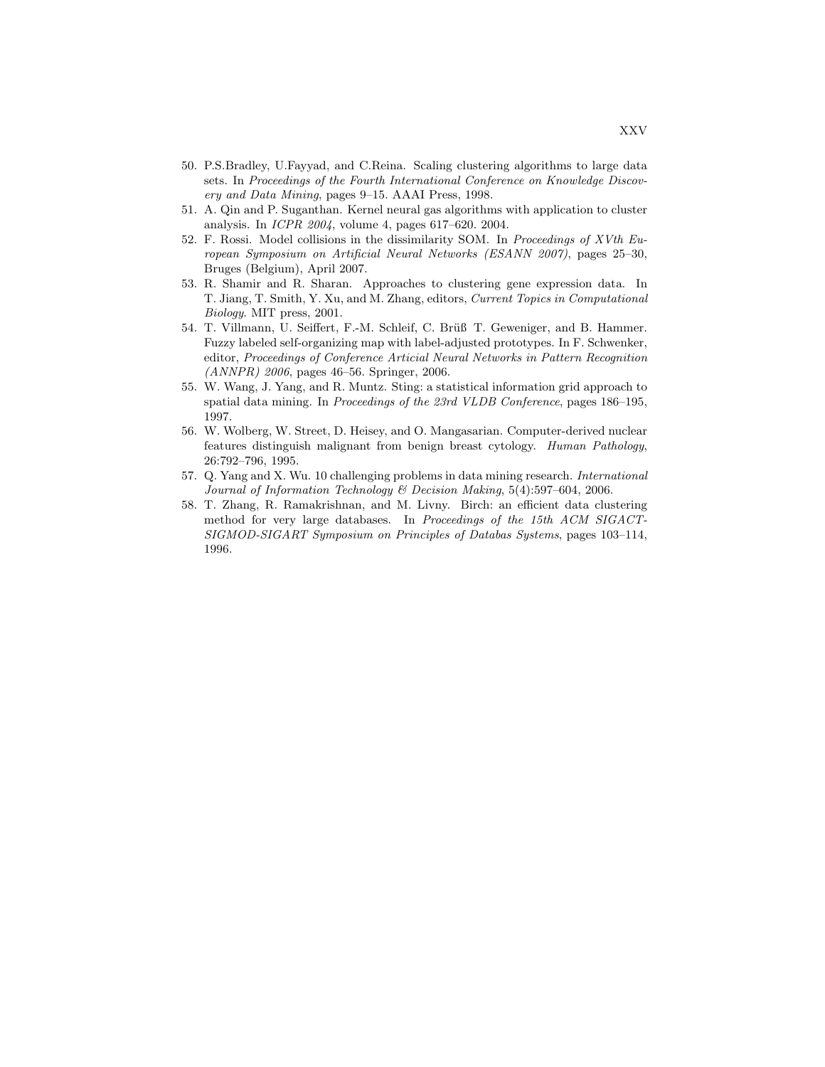50. P.S.Bradley, U.Fayyad, and C.Reina. Scaling clustering algorithms to large data sets. In *Proceedings of the Fourth International Conference on Knowledge Discovery and Data Mining*, pages 9–15. AAAI Press, 1998.
51. A. Qin and P. Suganthan. Kernel neural gas algorithms with application to cluster analysis. In *ICPR 2004*, volume 4, pages 617–620. 2004.
52. F. Rossi. Model collisions in the dissimilarity SOM. In *Proceedings of XVth European Symposium on Artificial Neural Networks (ESANN 2007)*, pages 25–30, Bruges (Belgium), April 2007.
53. R. Shamir and R. Sharan. Approaches to clustering gene expression data. In T. Jiang, T. Smith, Y. Xu, and M. Zhang, editors, *Current Topics in Computational Biology*. MIT press, 2001.
54. T. Villmann, U. Seiffert, F.-M. Schleif, C. Brüß T. Geweniger, and B. Hammer. Fuzzy labeled self-organizing map with label-adjusted prototypes. In F. Schwenker, editor, *Proceedings of Conference Articial Neural Networks in Pattern Recognition (ANNPR) 2006*, pages 46–56. Springer, 2006.
55. W. Wang, J. Yang, and R. Muntz. Sting: a statistical information grid approach to spatial data mining. In *Proceedings of the 23rd VLDB Conference*, pages 186–195, 1997.
56. W. Wolberg, W. Street, D. Heisey, and O. Mangasarian. Computer-derived nuclear features distinguish malignant from benign breast cytology. *Human Pathology*, 26:792–796, 1995.
57. Q. Yang and X. Wu. 10 challenging problems in data mining research. *International Journal of Information Technology & Decision Making*, 5(4):597–604, 2006.
58. T. Zhang, R. Ramakrishnan, and M. Livny. Birch: an efficient data clustering method for very large databases. In *Proceedings of the 15th ACM SIGACT-SIGMOD-SIGART Symposium on Principles of Databas Systems*, pages 103–114, 1996.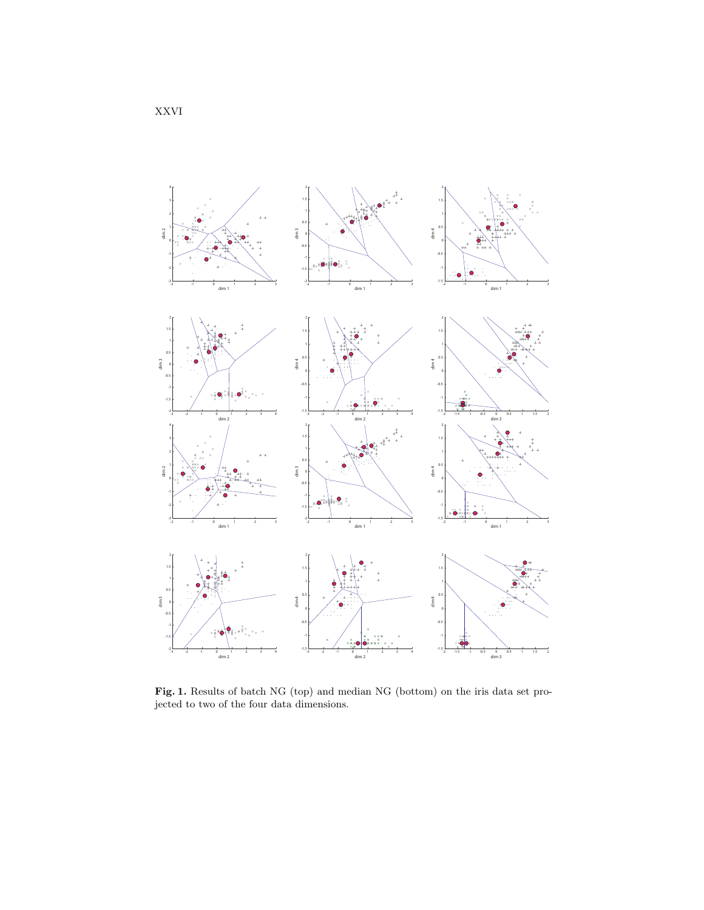**Fig. 1.** Results of batch NG (top) and median NG (bottom) on the iris data set projected to two of the four data dimensions.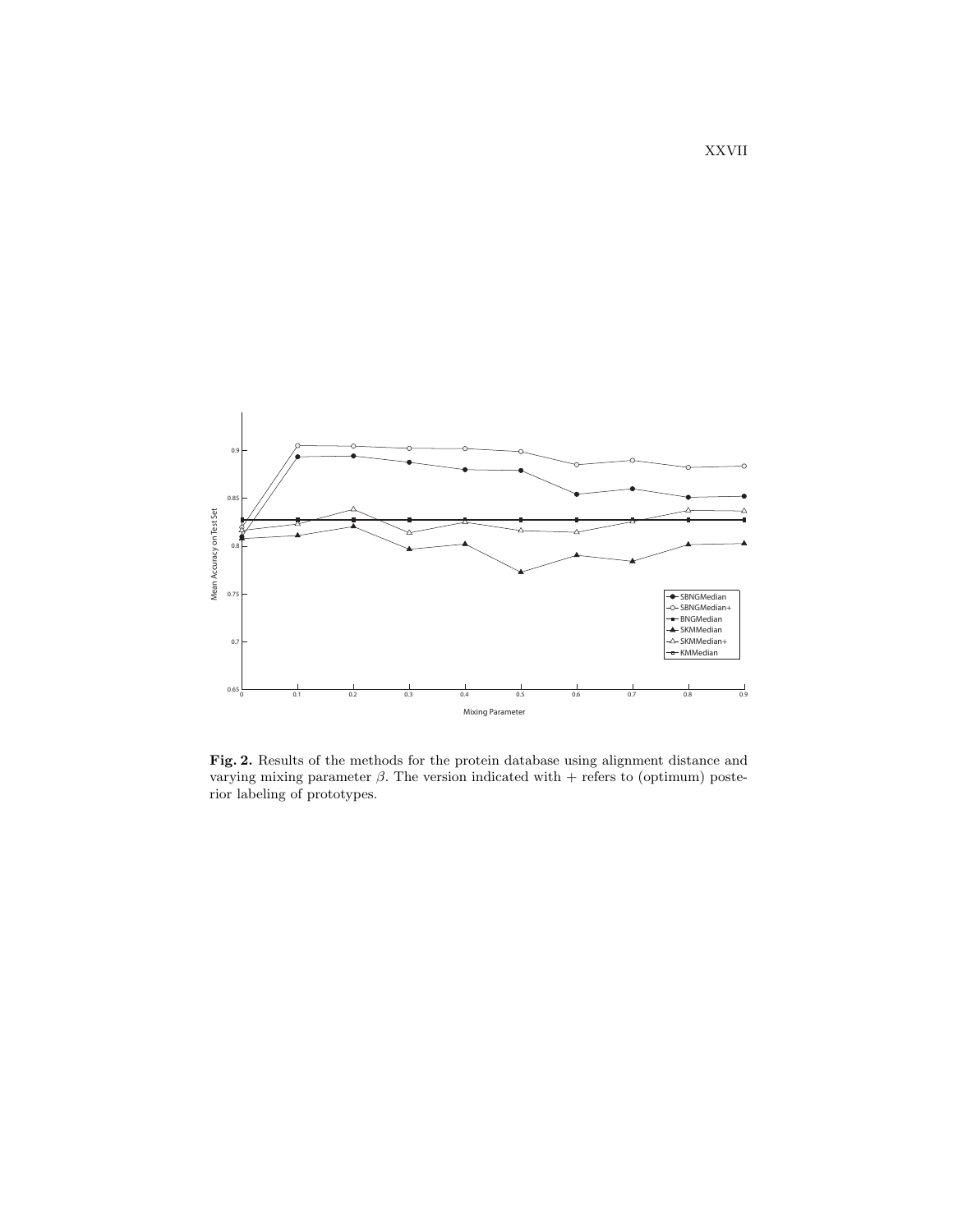Mean Accuracy on Test Set

0.9
0.85
0.8
0.75
0.7
0.65

0 0.1 0.2 0.3 0.4 0.5 0.6 0.7 0.8 0.9

Mixing Parameter

SBNGMedian
SBNGMedian+
BNGMedian
SKMMedian
SKMMedian+
KMMedian

**Fig. 2.** Results of the methods for the protein database using alignment distance and varying mixing parameter $\beta$. The version indicated with + refers to (optimum) posterior labeling of prototypes.